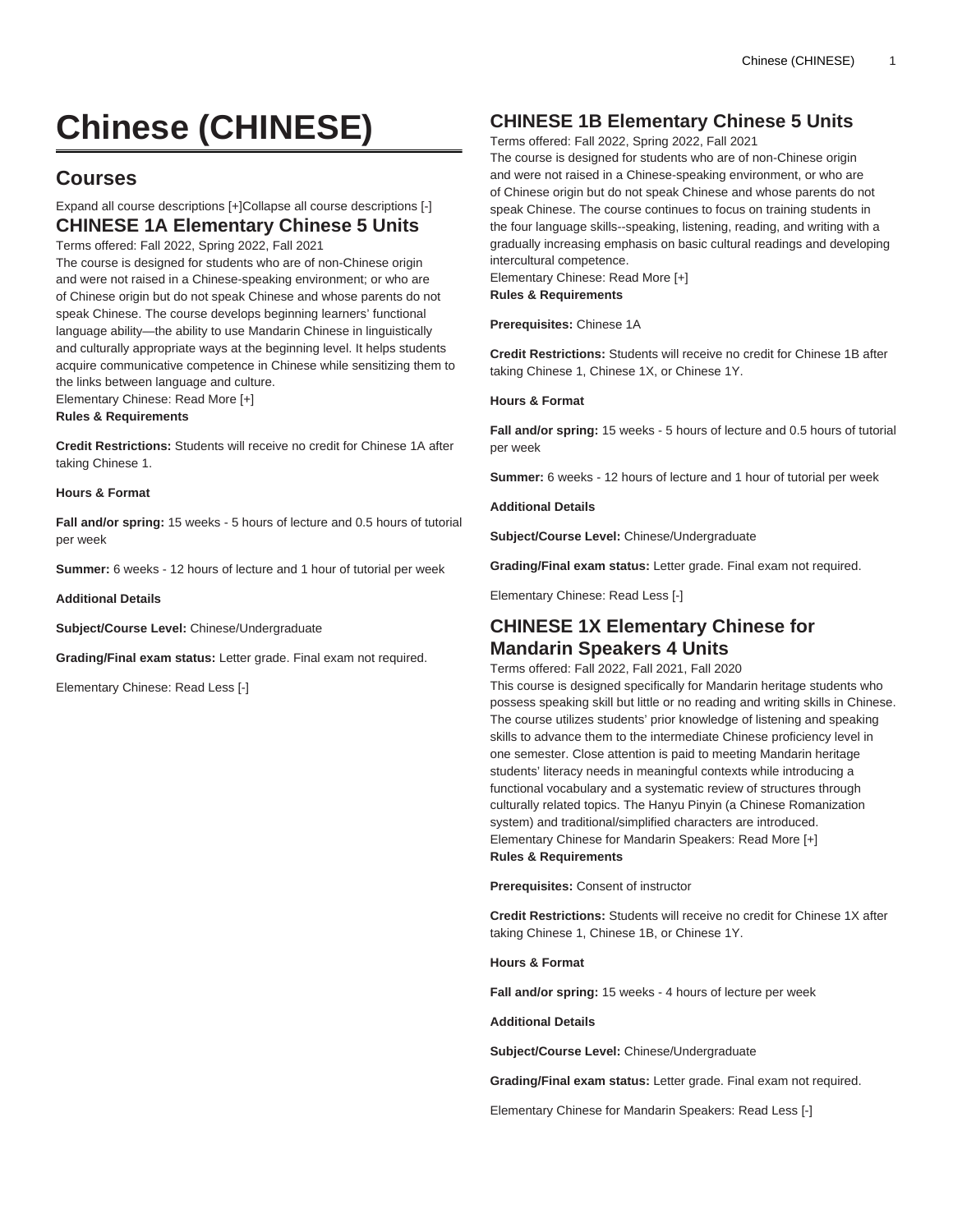# Chinese (CHINESE)

## Courses

Expand all course descriptions [+]Collapse all course descriptions [-]

### CHINESE 1A Elementary Chinese 5 Units

Terms offered: Fall 2022, Spring 2022, Fall 2021

The course is designed for students who are of non-Chinese origin and were not raised in a Chinese-speaking environment; or who are of Chinese origin but do not speak Chinese and whose parents do not speak Chinese. The course develops beginning learners' functional language ability—the ability to use Mandarin Chinese in linguistically and culturally appropriate ways at the beginning level. It helps students acquire communicative competence in Chinese while sensitizing them to the links between language and culture.

Elementary Chinese: Read More [+]

**Rules & Requirements**

**Credit Restrictions:** Students will receive no credit for Chinese 1A after taking Chinese 1.

**Hours & Format**

**Fall and/or spring:** 15 weeks - 5 hours of lecture and 0.5 hours of tutorial per week

**Summer:** 6 weeks - 12 hours of lecture and 1 hour of tutorial per week

**Additional Details**

**Subject/Course Level:** Chinese/Undergraduate

**Grading/Final exam status:** Letter grade. Final exam not required.

Elementary Chinese: Read Less [-]

### CHINESE 1B Elementary Chinese 5 Units

Terms offered: Fall 2022, Spring 2022, Fall 2021

The course is designed for students who are of non-Chinese origin and were not raised in a Chinese-speaking environment, or who are of Chinese origin but do not speak Chinese and whose parents do not speak Chinese. The course continues to focus on training students in the four language skills--speaking, listening, reading, and writing with a gradually increasing emphasis on basic cultural readings and developing intercultural competence.

Elementary Chinese: Read More [+]

**Rules & Requirements**

**Prerequisites:** Chinese 1A

**Credit Restrictions:** Students will receive no credit for Chinese 1B after taking Chinese 1, Chinese 1X, or Chinese 1Y.

**Hours & Format**

**Fall and/or spring:** 15 weeks - 5 hours of lecture and 0.5 hours of tutorial per week

**Summer:** 6 weeks - 12 hours of lecture and 1 hour of tutorial per week

**Additional Details**

**Subject/Course Level:** Chinese/Undergraduate

**Grading/Final exam status:** Letter grade. Final exam not required.

Elementary Chinese: Read Less [-]

### CHINESE 1X Elementary Chinese for Mandarin Speakers 4 Units

Terms offered: Fall 2022, Fall 2021, Fall 2020

This course is designed specifically for Mandarin heritage students who possess speaking skill but little or no reading and writing skills in Chinese. The course utilizes students' prior knowledge of listening and speaking skills to advance them to the intermediate Chinese proficiency level in one semester. Close attention is paid to meeting Mandarin heritage students' literacy needs in meaningful contexts while introducing a functional vocabulary and a systematic review of structures through culturally related topics. The Hanyu Pinyin (a Chinese Romanization system) and traditional/simplified characters are introduced.

Elementary Chinese for Mandarin Speakers: Read More [+]

**Rules & Requirements**

**Prerequisites:** Consent of instructor

**Credit Restrictions:** Students will receive no credit for Chinese 1X after taking Chinese 1, Chinese 1B, or Chinese 1Y.

**Hours & Format**

**Fall and/or spring:** 15 weeks - 4 hours of lecture per week

**Additional Details**

**Subject/Course Level:** Chinese/Undergraduate

**Grading/Final exam status:** Letter grade. Final exam not required.

Elementary Chinese for Mandarin Speakers: Read Less [-]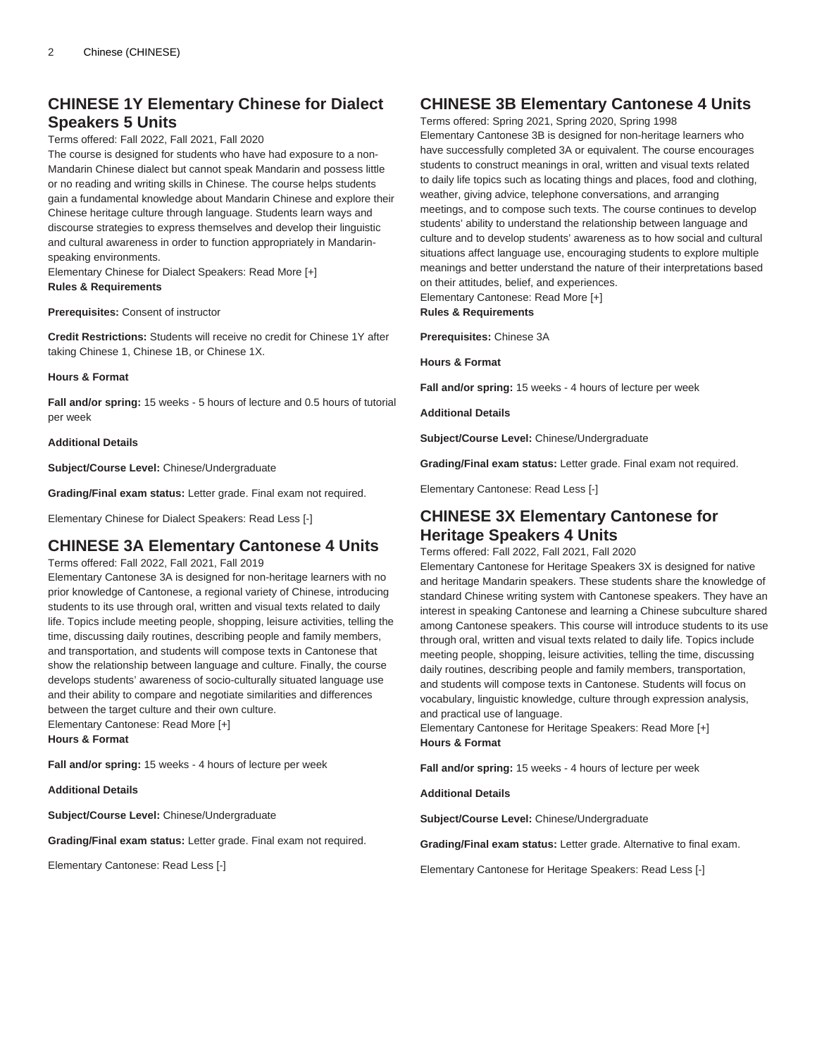## CHINESE 1Y Elementary Chinese for Dialect Speakers 5 Units

Terms offered: Fall 2022, Fall 2021, Fall 2020

The course is designed for students who have had exposure to a non-Mandarin Chinese dialect but cannot speak Mandarin and possess little or no reading and writing skills in Chinese. The course helps students gain a fundamental knowledge about Mandarin Chinese and explore their Chinese heritage culture through language. Students learn ways and discourse strategies to express themselves and develop their linguistic and cultural awareness in order to function appropriately in Mandarin-speaking environments.

Elementary Chinese for Dialect Speakers: Read More [+]

**Rules & Requirements**

**Prerequisites:** Consent of instructor

**Credit Restrictions:** Students will receive no credit for Chinese 1Y after taking Chinese 1, Chinese 1B, or Chinese 1X.

**Hours & Format**

**Fall and/or spring:** 15 weeks - 5 hours of lecture and 0.5 hours of tutorial per week

**Additional Details**

**Subject/Course Level:** Chinese/Undergraduate

**Grading/Final exam status:** Letter grade. Final exam not required.

Elementary Chinese for Dialect Speakers: Read Less [-]

## CHINESE 3A Elementary Cantonese 4 Units

Terms offered: Fall 2022, Fall 2021, Fall 2019

Elementary Cantonese 3A is designed for non-heritage learners with no prior knowledge of Cantonese, a regional variety of Chinese, introducing students to its use through oral, written and visual texts related to daily life. Topics include meeting people, shopping, leisure activities, telling the time, discussing daily routines, describing people and family members, and transportation, and students will compose texts in Cantonese that show the relationship between language and culture. Finally, the course develops students' awareness of socio-culturally situated language use and their ability to compare and negotiate similarities and differences between the target culture and their own culture.

Elementary Cantonese: Read More [+]

**Hours & Format**

**Fall and/or spring:** 15 weeks - 4 hours of lecture per week

**Additional Details**

**Subject/Course Level:** Chinese/Undergraduate

**Grading/Final exam status:** Letter grade. Final exam not required.

Elementary Cantonese: Read Less [-]

## CHINESE 3B Elementary Cantonese 4 Units

Terms offered: Spring 2021, Spring 2020, Spring 1998

Elementary Cantonese 3B is designed for non-heritage learners who have successfully completed 3A or equivalent. The course encourages students to construct meanings in oral, written and visual texts related to daily life topics such as locating things and places, food and clothing, weather, giving advice, telephone conversations, and arranging meetings, and to compose such texts. The course continues to develop students' ability to understand the relationship between language and culture and to develop students' awareness as to how social and cultural situations affect language use, encouraging students to explore multiple meanings and better understand the nature of their interpretations based on their attitudes, belief, and experiences.

Elementary Cantonese: Read More [+]

**Rules & Requirements**

**Prerequisites:** Chinese 3A

**Hours & Format**

**Fall and/or spring:** 15 weeks - 4 hours of lecture per week

**Additional Details**

**Subject/Course Level:** Chinese/Undergraduate

**Grading/Final exam status:** Letter grade. Final exam not required.

Elementary Cantonese: Read Less [-]

## CHINESE 3X Elementary Cantonese for Heritage Speakers 4 Units

Terms offered: Fall 2022, Fall 2021, Fall 2020

Elementary Cantonese for Heritage Speakers 3X is designed for native and heritage Mandarin speakers. These students share the knowledge of standard Chinese writing system with Cantonese speakers. They have an interest in speaking Cantonese and learning a Chinese subculture shared among Cantonese speakers. This course will introduce students to its use through oral, written and visual texts related to daily life. Topics include meeting people, shopping, leisure activities, telling the time, discussing daily routines, describing people and family members, transportation, and students will compose texts in Cantonese. Students will focus on vocabulary, linguistic knowledge, culture through expression analysis, and practical use of language.

Elementary Cantonese for Heritage Speakers: Read More [+]

**Hours & Format**

**Fall and/or spring:** 15 weeks - 4 hours of lecture per week

**Additional Details**

**Subject/Course Level:** Chinese/Undergraduate

**Grading/Final exam status:** Letter grade. Alternative to final exam.

Elementary Cantonese for Heritage Speakers: Read Less [-]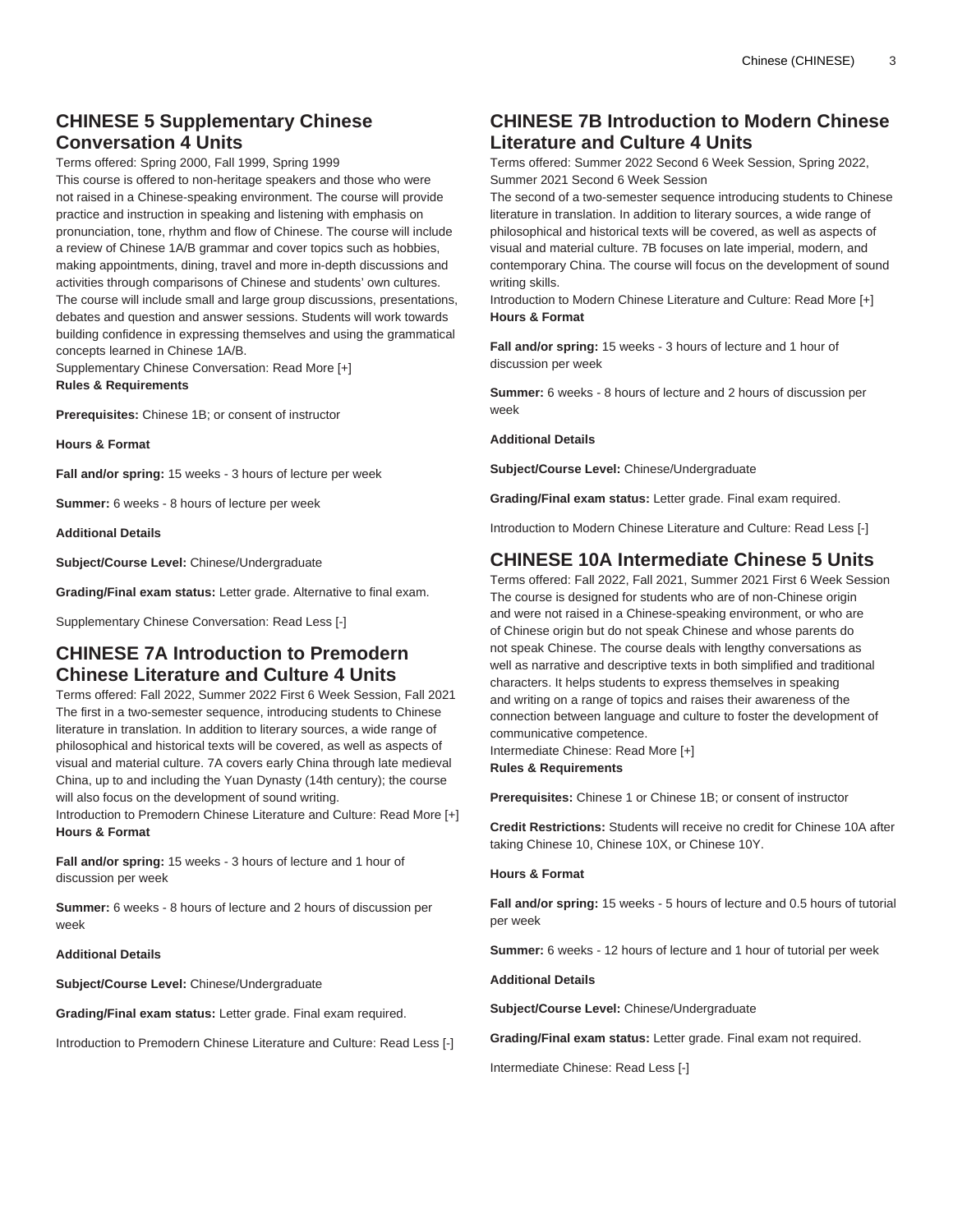## CHINESE 5 Supplementary Chinese Conversation 4 Units

Terms offered: Spring 2000, Fall 1999, Spring 1999

This course is offered to non-heritage speakers and those who were not raised in a Chinese-speaking environment. The course will provide practice and instruction in speaking and listening with emphasis on pronunciation, tone, rhythm and flow of Chinese. The course will include a review of Chinese 1A/B grammar and cover topics such as hobbies, making appointments, dining, travel and more in-depth discussions and activities through comparisons of Chinese and students' own cultures. The course will include small and large group discussions, presentations, debates and question and answer sessions. Students will work towards building confidence in expressing themselves and using the grammatical concepts learned in Chinese 1A/B.

Supplementary Chinese Conversation: Read More [+]

**Rules & Requirements**

**Prerequisites:** Chinese 1B; or consent of instructor

**Hours & Format**

**Fall and/or spring:** 15 weeks - 3 hours of lecture per week

**Summer:** 6 weeks - 8 hours of lecture per week

**Additional Details**

**Subject/Course Level:** Chinese/Undergraduate

**Grading/Final exam status:** Letter grade. Alternative to final exam.

Supplementary Chinese Conversation: Read Less [-]

## CHINESE 7A Introduction to Premodern Chinese Literature and Culture 4 Units

Terms offered: Fall 2022, Summer 2022 First 6 Week Session, Fall 2021

The first in a two-semester sequence, introducing students to Chinese literature in translation. In addition to literary sources, a wide range of philosophical and historical texts will be covered, as well as aspects of visual and material culture. 7A covers early China through late medieval China, up to and including the Yuan Dynasty (14th century); the course will also focus on the development of sound writing.

Introduction to Premodern Chinese Literature and Culture: Read More [+]

**Hours & Format**

**Fall and/or spring:** 15 weeks - 3 hours of lecture and 1 hour of discussion per week

**Summer:** 6 weeks - 8 hours of lecture and 2 hours of discussion per week

**Additional Details**

**Subject/Course Level:** Chinese/Undergraduate

**Grading/Final exam status:** Letter grade. Final exam required.

Introduction to Premodern Chinese Literature and Culture: Read Less [-]

## CHINESE 7B Introduction to Modern Chinese Literature and Culture 4 Units

Terms offered: Summer 2022 Second 6 Week Session, Spring 2022, Summer 2021 Second 6 Week Session

The second of a two-semester sequence introducing students to Chinese literature in translation. In addition to literary sources, a wide range of philosophical and historical texts will be covered, as well as aspects of visual and material culture. 7B focuses on late imperial, modern, and contemporary China. The course will focus on the development of sound writing skills.

Introduction to Modern Chinese Literature and Culture: Read More [+]

**Hours & Format**

**Fall and/or spring:** 15 weeks - 3 hours of lecture and 1 hour of discussion per week

**Summer:** 6 weeks - 8 hours of lecture and 2 hours of discussion per week

**Additional Details**

**Subject/Course Level:** Chinese/Undergraduate

**Grading/Final exam status:** Letter grade. Final exam required.

Introduction to Modern Chinese Literature and Culture: Read Less [-]

## CHINESE 10A Intermediate Chinese 5 Units

Terms offered: Fall 2022, Fall 2021, Summer 2021 First 6 Week Session

The course is designed for students who are of non-Chinese origin and were not raised in a Chinese-speaking environment, or who are of Chinese origin but do not speak Chinese and whose parents do not speak Chinese. The course deals with lengthy conversations as well as narrative and descriptive texts in both simplified and traditional characters. It helps students to express themselves in speaking and writing on a range of topics and raises their awareness of the connection between language and culture to foster the development of communicative competence.

Intermediate Chinese: Read More [+]

**Rules & Requirements**

**Prerequisites:** Chinese 1 or Chinese 1B; or consent of instructor

**Credit Restrictions:** Students will receive no credit for Chinese 10A after taking Chinese 10, Chinese 10X, or Chinese 10Y.

**Hours & Format**

**Fall and/or spring:** 15 weeks - 5 hours of lecture and 0.5 hours of tutorial per week

**Summer:** 6 weeks - 12 hours of lecture and 1 hour of tutorial per week

**Additional Details**

**Subject/Course Level:** Chinese/Undergraduate

**Grading/Final exam status:** Letter grade. Final exam not required.

Intermediate Chinese: Read Less [-]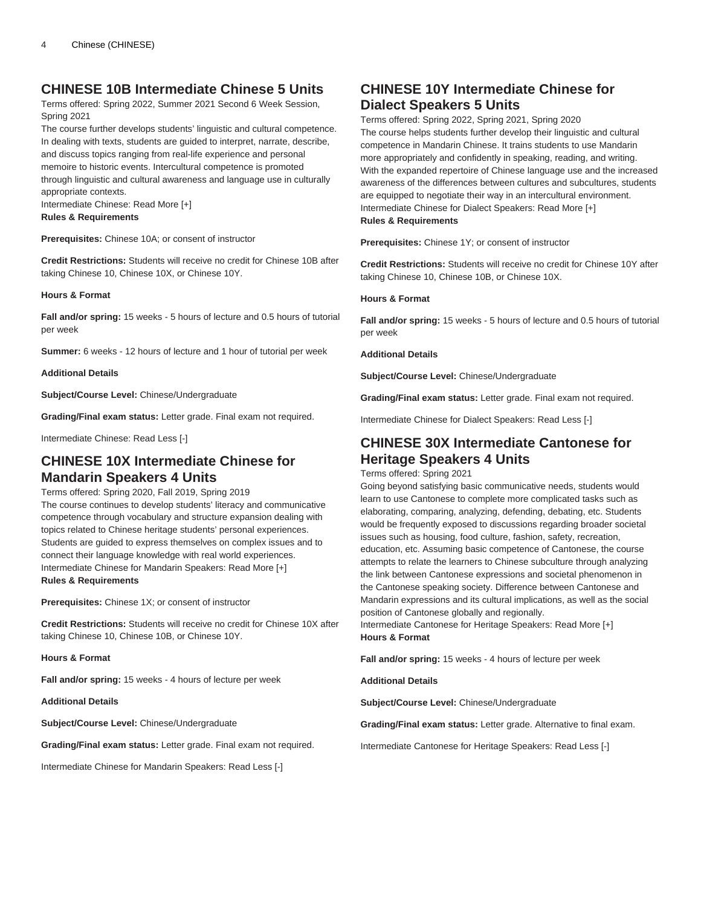## CHINESE 10B Intermediate Chinese 5 Units

Terms offered: Spring 2022, Summer 2021 Second 6 Week Session, Spring 2021

The course further develops students' linguistic and cultural competence. In dealing with texts, students are guided to interpret, narrate, describe, and discuss topics ranging from real-life experience and personal memoire to historic events. Intercultural competence is promoted through linguistic and cultural awareness and language use in culturally appropriate contexts.

Intermediate Chinese: Read More [+]

**Rules & Requirements**

**Prerequisites:** Chinese 10A; or consent of instructor

**Credit Restrictions:** Students will receive no credit for Chinese 10B after taking Chinese 10, Chinese 10X, or Chinese 10Y.

**Hours & Format**

**Fall and/or spring:** 15 weeks - 5 hours of lecture and 0.5 hours of tutorial per week

**Summer:** 6 weeks - 12 hours of lecture and 1 hour of tutorial per week

**Additional Details**

**Subject/Course Level:** Chinese/Undergraduate

**Grading/Final exam status:** Letter grade. Final exam not required.

Intermediate Chinese: Read Less [-]

## CHINESE 10X Intermediate Chinese for Mandarin Speakers 4 Units

Terms offered: Spring 2020, Fall 2019, Spring 2019

The course continues to develop students' literacy and communicative competence through vocabulary and structure expansion dealing with topics related to Chinese heritage students' personal experiences. Students are guided to express themselves on complex issues and to connect their language knowledge with real world experiences.

Intermediate Chinese for Mandarin Speakers: Read More [+]

**Rules & Requirements**

**Prerequisites:** Chinese 1X; or consent of instructor

**Credit Restrictions:** Students will receive no credit for Chinese 10X after taking Chinese 10, Chinese 10B, or Chinese 10Y.

**Hours & Format**

**Fall and/or spring:** 15 weeks - 4 hours of lecture per week

**Additional Details**

**Subject/Course Level:** Chinese/Undergraduate

**Grading/Final exam status:** Letter grade. Final exam not required.

Intermediate Chinese for Mandarin Speakers: Read Less [-]

## CHINESE 10Y Intermediate Chinese for Dialect Speakers 5 Units

Terms offered: Spring 2022, Spring 2021, Spring 2020

The course helps students further develop their linguistic and cultural competence in Mandarin Chinese. It trains students to use Mandarin more appropriately and confidently in speaking, reading, and writing. With the expanded repertoire of Chinese language use and the increased awareness of the differences between cultures and subcultures, students are equipped to negotiate their way in an intercultural environment.

Intermediate Chinese for Dialect Speakers: Read More [+]

**Rules & Requirements**

**Prerequisites:** Chinese 1Y; or consent of instructor

**Credit Restrictions:** Students will receive no credit for Chinese 10Y after taking Chinese 10, Chinese 10B, or Chinese 10X.

**Hours & Format**

**Fall and/or spring:** 15 weeks - 5 hours of lecture and 0.5 hours of tutorial per week

**Additional Details**

**Subject/Course Level:** Chinese/Undergraduate

**Grading/Final exam status:** Letter grade. Final exam not required.

Intermediate Chinese for Dialect Speakers: Read Less [-]

## CHINESE 30X Intermediate Cantonese for Heritage Speakers 4 Units

Terms offered: Spring 2021

Going beyond satisfying basic communicative needs, students would learn to use Cantonese to complete more complicated tasks such as elaborating, comparing, analyzing, defending, debating, etc. Students would be frequently exposed to discussions regarding broader societal issues such as housing, food culture, fashion, safety, recreation, education, etc. Assuming basic competence of Cantonese, the course attempts to relate the learners to Chinese subculture through analyzing the link between Cantonese expressions and societal phenomenon in the Cantonese speaking society. Difference between Cantonese and Mandarin expressions and its cultural implications, as well as the social position of Cantonese globally and regionally.

Intermediate Cantonese for Heritage Speakers: Read More [+]

**Hours & Format**

**Fall and/or spring:** 15 weeks - 4 hours of lecture per week

**Additional Details**

**Subject/Course Level:** Chinese/Undergraduate

**Grading/Final exam status:** Letter grade. Alternative to final exam.

Intermediate Cantonese for Heritage Speakers: Read Less [-]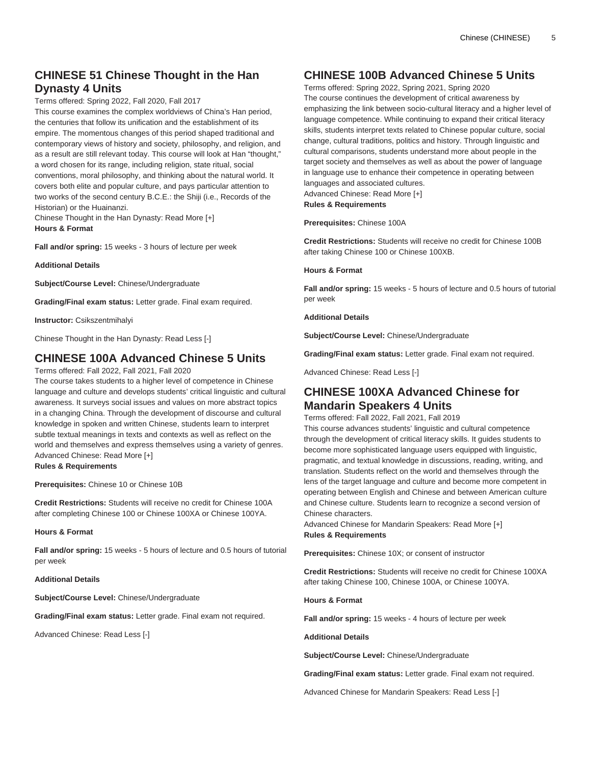## CHINESE 51 Chinese Thought in the Han Dynasty 4 Units

Terms offered: Spring 2022, Fall 2020, Fall 2017

This course examines the complex worldviews of China's Han period, the centuries that follow its unification and the establishment of its empire. The momentous changes of this period shaped traditional and contemporary views of history and society, philosophy, and religion, and as a result are still relevant today. This course will look at Han "thought," a word chosen for its range, including religion, state ritual, social conventions, moral philosophy, and thinking about the natural world. It covers both elite and popular culture, and pays particular attention to two works of the second century B.C.E.: the Shiji (i.e., Records of the Historian) or the Huainanzi.

Chinese Thought in the Han Dynasty: Read More [+]

**Hours & Format**

**Fall and/or spring:** 15 weeks - 3 hours of lecture per week

**Additional Details**

**Subject/Course Level:** Chinese/Undergraduate

**Grading/Final exam status:** Letter grade. Final exam required.

**Instructor:** Csikszentmihalyi

Chinese Thought in the Han Dynasty: Read Less [-]

## CHINESE 100A Advanced Chinese 5 Units

Terms offered: Fall 2022, Fall 2021, Fall 2020

The course takes students to a higher level of competence in Chinese language and culture and develops students' critical linguistic and cultural awareness. It surveys social issues and values on more abstract topics in a changing China. Through the development of discourse and cultural knowledge in spoken and written Chinese, students learn to interpret subtle textual meanings in texts and contexts as well as reflect on the world and themselves and express themselves using a variety of genres.

Advanced Chinese: Read More [+]

**Rules & Requirements**

**Prerequisites:** Chinese 10 or Chinese 10B

**Credit Restrictions:** Students will receive no credit for Chinese 100A after completing Chinese 100 or Chinese 100XA or Chinese 100YA.

**Hours & Format**

**Fall and/or spring:** 15 weeks - 5 hours of lecture and 0.5 hours of tutorial per week

**Additional Details**

**Subject/Course Level:** Chinese/Undergraduate

**Grading/Final exam status:** Letter grade. Final exam not required.

Advanced Chinese: Read Less [-]

## CHINESE 100B Advanced Chinese 5 Units

Terms offered: Spring 2022, Spring 2021, Spring 2020

The course continues the development of critical awareness by emphasizing the link between socio-cultural literacy and a higher level of language competence. While continuing to expand their critical literacy skills, students interpret texts related to Chinese popular culture, social change, cultural traditions, politics and history. Through linguistic and cultural comparisons, students understand more about people in the target society and themselves as well as about the power of language in language use to enhance their competence in operating between languages and associated cultures.

Advanced Chinese: Read More [+]

**Rules & Requirements**

**Prerequisites:** Chinese 100A

**Credit Restrictions:** Students will receive no credit for Chinese 100B after taking Chinese 100 or Chinese 100XB.

**Hours & Format**

**Fall and/or spring:** 15 weeks - 5 hours of lecture and 0.5 hours of tutorial per week

**Additional Details**

**Subject/Course Level:** Chinese/Undergraduate

**Grading/Final exam status:** Letter grade. Final exam not required.

Advanced Chinese: Read Less [-]

## CHINESE 100XA Advanced Chinese for Mandarin Speakers 4 Units

Terms offered: Fall 2022, Fall 2021, Fall 2019

This course advances students' linguistic and cultural competence through the development of critical literacy skills. It guides students to become more sophisticated language users equipped with linguistic, pragmatic, and textual knowledge in discussions, reading, writing, and translation. Students reflect on the world and themselves through the lens of the target language and culture and become more competent in operating between English and Chinese and between American culture and Chinese culture. Students learn to recognize a second version of Chinese characters.

Advanced Chinese for Mandarin Speakers: Read More [+]

**Rules & Requirements**

**Prerequisites:** Chinese 10X; or consent of instructor

**Credit Restrictions:** Students will receive no credit for Chinese 100XA after taking Chinese 100, Chinese 100A, or Chinese 100YA.

**Hours & Format**

**Fall and/or spring:** 15 weeks - 4 hours of lecture per week

**Additional Details**

**Subject/Course Level:** Chinese/Undergraduate

**Grading/Final exam status:** Letter grade. Final exam not required.

Advanced Chinese for Mandarin Speakers: Read Less [-]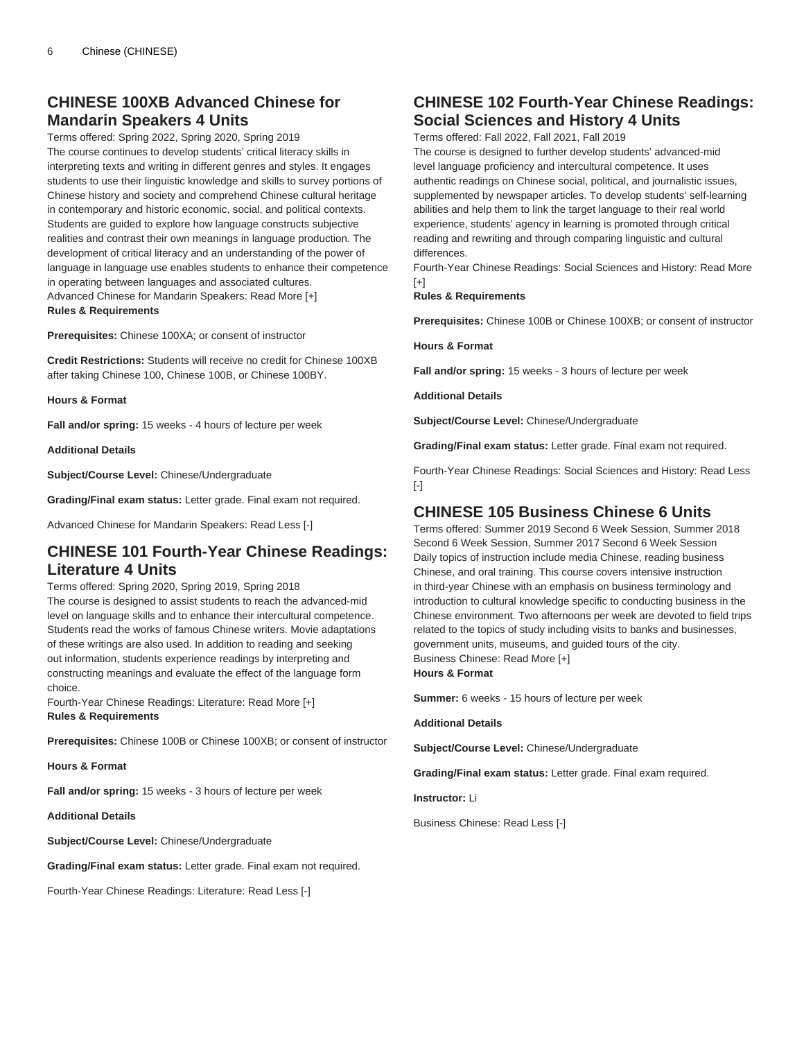## CHINESE 100XB Advanced Chinese for Mandarin Speakers 4 Units

Terms offered: Spring 2022, Spring 2020, Spring 2019

The course continues to develop students' critical literacy skills in interpreting texts and writing in different genres and styles. It engages students to use their linguistic knowledge and skills to survey portions of Chinese history and society and comprehend Chinese cultural heritage in contemporary and historic economic, social, and political contexts. Students are guided to explore how language constructs subjective realities and contrast their own meanings in language production. The development of critical literacy and an understanding of the power of language in language use enables students to enhance their competence in operating between languages and associated cultures.

Advanced Chinese for Mandarin Speakers: Read More [+]

**Rules & Requirements**

**Prerequisites:** Chinese 100XA; or consent of instructor

**Credit Restrictions:** Students will receive no credit for Chinese 100XB after taking Chinese 100, Chinese 100B, or Chinese 100BY.

**Hours & Format**

**Fall and/or spring:** 15 weeks - 4 hours of lecture per week

**Additional Details**

**Subject/Course Level:** Chinese/Undergraduate

**Grading/Final exam status:** Letter grade. Final exam not required.

Advanced Chinese for Mandarin Speakers: Read Less [-]

## CHINESE 101 Fourth-Year Chinese Readings: Literature 4 Units

Terms offered: Spring 2020, Spring 2019, Spring 2018

The course is designed to assist students to reach the advanced-mid level on language skills and to enhance their intercultural competence. Students read the works of famous Chinese writers. Movie adaptations of these writings are also used. In addition to reading and seeking out information, students experience readings by interpreting and constructing meanings and evaluate the effect of the language form choice.

Fourth-Year Chinese Readings: Literature: Read More [+]

**Rules & Requirements**

**Prerequisites:** Chinese 100B or Chinese 100XB; or consent of instructor

**Hours & Format**

**Fall and/or spring:** 15 weeks - 3 hours of lecture per week

**Additional Details**

**Subject/Course Level:** Chinese/Undergraduate

**Grading/Final exam status:** Letter grade. Final exam not required.

Fourth-Year Chinese Readings: Literature: Read Less [-]

## CHINESE 102 Fourth-Year Chinese Readings: Social Sciences and History 4 Units

Terms offered: Fall 2022, Fall 2021, Fall 2019

The course is designed to further develop students' advanced-mid level language proficiency and intercultural competence. It uses authentic readings on Chinese social, political, and journalistic issues, supplemented by newspaper articles. To develop students' self-learning abilities and help them to link the target language to their real world experience, students' agency in learning is promoted through critical reading and rewriting and through comparing linguistic and cultural differences.

Fourth-Year Chinese Readings: Social Sciences and History: Read More [+]

**Rules & Requirements**

**Prerequisites:** Chinese 100B or Chinese 100XB; or consent of instructor

**Hours & Format**

**Fall and/or spring:** 15 weeks - 3 hours of lecture per week

**Additional Details**

**Subject/Course Level:** Chinese/Undergraduate

**Grading/Final exam status:** Letter grade. Final exam not required.

Fourth-Year Chinese Readings: Social Sciences and History: Read Less [-]

## CHINESE 105 Business Chinese 6 Units

Terms offered: Summer 2019 Second 6 Week Session, Summer 2018 Second 6 Week Session, Summer 2017 Second 6 Week Session

Daily topics of instruction include media Chinese, reading business Chinese, and oral training. This course covers intensive instruction in third-year Chinese with an emphasis on business terminology and introduction to cultural knowledge specific to conducting business in the Chinese environment. Two afternoons per week are devoted to field trips related to the topics of study including visits to banks and businesses, government units, museums, and guided tours of the city.

Business Chinese: Read More [+]

**Hours & Format**

**Summer:** 6 weeks - 15 hours of lecture per week

**Additional Details**

**Subject/Course Level:** Chinese/Undergraduate

**Grading/Final exam status:** Letter grade. Final exam required.

**Instructor:** Li

Business Chinese: Read Less [-]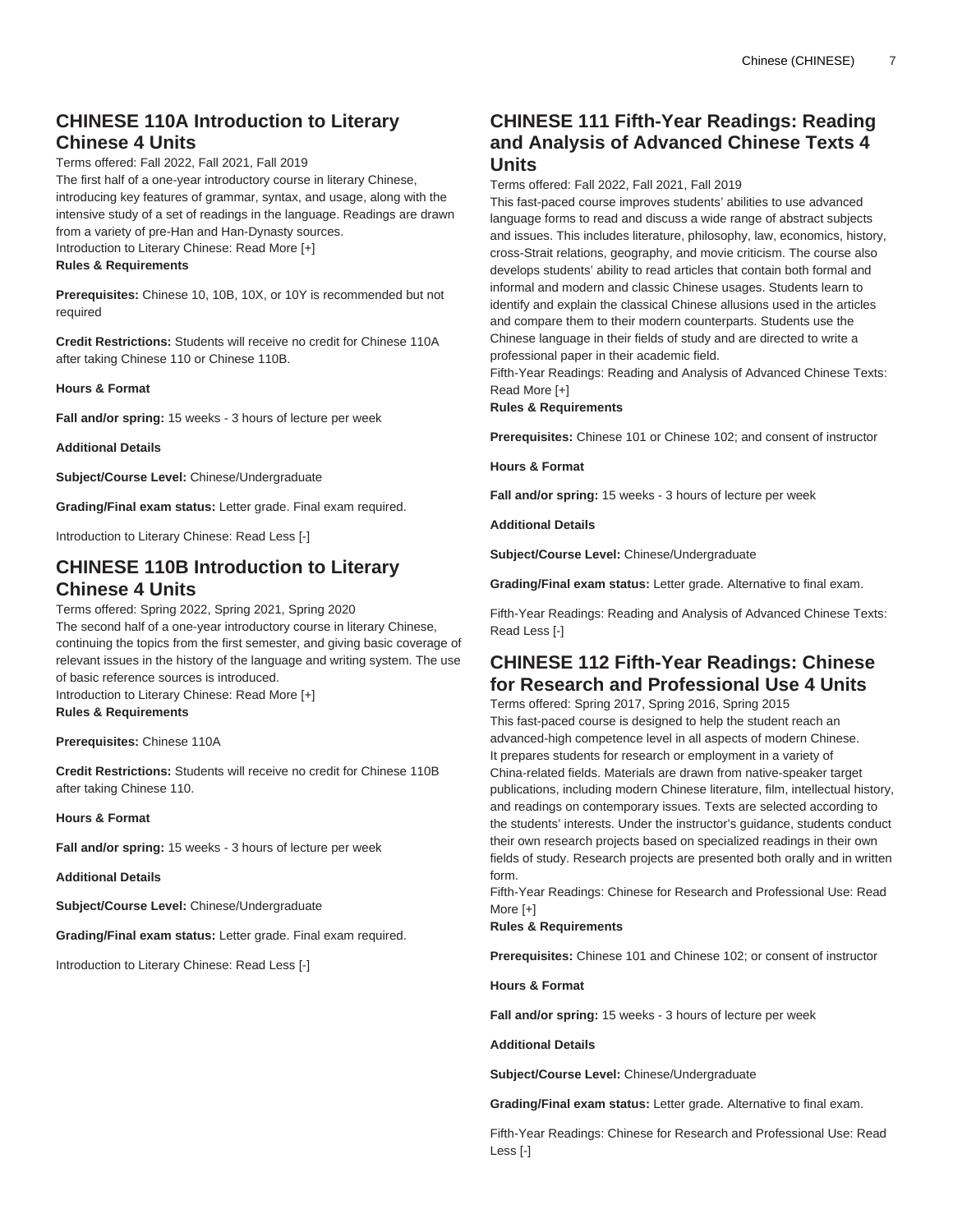## CHINESE 110A Introduction to Literary Chinese 4 Units

Terms offered: Fall 2022, Fall 2021, Fall 2019

The first half of a one-year introductory course in literary Chinese, introducing key features of grammar, syntax, and usage, along with the intensive study of a set of readings in the language. Readings are drawn from a variety of pre-Han and Han-Dynasty sources.

Introduction to Literary Chinese: Read More [+]

**Rules & Requirements**

**Prerequisites:** Chinese 10, 10B, 10X, or 10Y is recommended but not required

**Credit Restrictions:** Students will receive no credit for Chinese 110A after taking Chinese 110 or Chinese 110B.

**Hours & Format**

**Fall and/or spring:** 15 weeks - 3 hours of lecture per week

**Additional Details**

**Subject/Course Level:** Chinese/Undergraduate

**Grading/Final exam status:** Letter grade. Final exam required.

Introduction to Literary Chinese: Read Less [-]

## CHINESE 110B Introduction to Literary Chinese 4 Units

Terms offered: Spring 2022, Spring 2021, Spring 2020

The second half of a one-year introductory course in literary Chinese, continuing the topics from the first semester, and giving basic coverage of relevant issues in the history of the language and writing system. The use of basic reference sources is introduced.

Introduction to Literary Chinese: Read More [+]

**Rules & Requirements**

**Prerequisites:** Chinese 110A

**Credit Restrictions:** Students will receive no credit for Chinese 110B after taking Chinese 110.

**Hours & Format**

**Fall and/or spring:** 15 weeks - 3 hours of lecture per week

**Additional Details**

**Subject/Course Level:** Chinese/Undergraduate

**Grading/Final exam status:** Letter grade. Final exam required.

Introduction to Literary Chinese: Read Less [-]

## CHINESE 111 Fifth-Year Readings: Reading and Analysis of Advanced Chinese Texts 4 Units

Terms offered: Fall 2022, Fall 2021, Fall 2019

This fast-paced course improves students' abilities to use advanced language forms to read and discuss a wide range of abstract subjects and issues. This includes literature, philosophy, law, economics, history, cross-Strait relations, geography, and movie criticism. The course also develops students' ability to read articles that contain both formal and informal and modern and classic Chinese usages. Students learn to identify and explain the classical Chinese allusions used in the articles and compare them to their modern counterparts. Students use the Chinese language in their fields of study and are directed to write a professional paper in their academic field.

Fifth-Year Readings: Reading and Analysis of Advanced Chinese Texts: Read More [+]

**Rules & Requirements**

**Prerequisites:** Chinese 101 or Chinese 102; and consent of instructor

**Hours & Format**

**Fall and/or spring:** 15 weeks - 3 hours of lecture per week

**Additional Details**

**Subject/Course Level:** Chinese/Undergraduate

**Grading/Final exam status:** Letter grade. Alternative to final exam.

Fifth-Year Readings: Reading and Analysis of Advanced Chinese Texts: Read Less [-]

## CHINESE 112 Fifth-Year Readings: Chinese for Research and Professional Use 4 Units

Terms offered: Spring 2017, Spring 2016, Spring 2015

This fast-paced course is designed to help the student reach an advanced-high competence level in all aspects of modern Chinese. It prepares students for research or employment in a variety of China-related fields. Materials are drawn from native-speaker target publications, including modern Chinese literature, film, intellectual history, and readings on contemporary issues. Texts are selected according to the students' interests. Under the instructor's guidance, students conduct their own research projects based on specialized readings in their own fields of study. Research projects are presented both orally and in written form.

Fifth-Year Readings: Chinese for Research and Professional Use: Read More [+]

**Rules & Requirements**

**Prerequisites:** Chinese 101 and Chinese 102; or consent of instructor

**Hours & Format**

**Fall and/or spring:** 15 weeks - 3 hours of lecture per week

**Additional Details**

**Subject/Course Level:** Chinese/Undergraduate

**Grading/Final exam status:** Letter grade. Alternative to final exam.

Fifth-Year Readings: Chinese for Research and Professional Use: Read Less [-]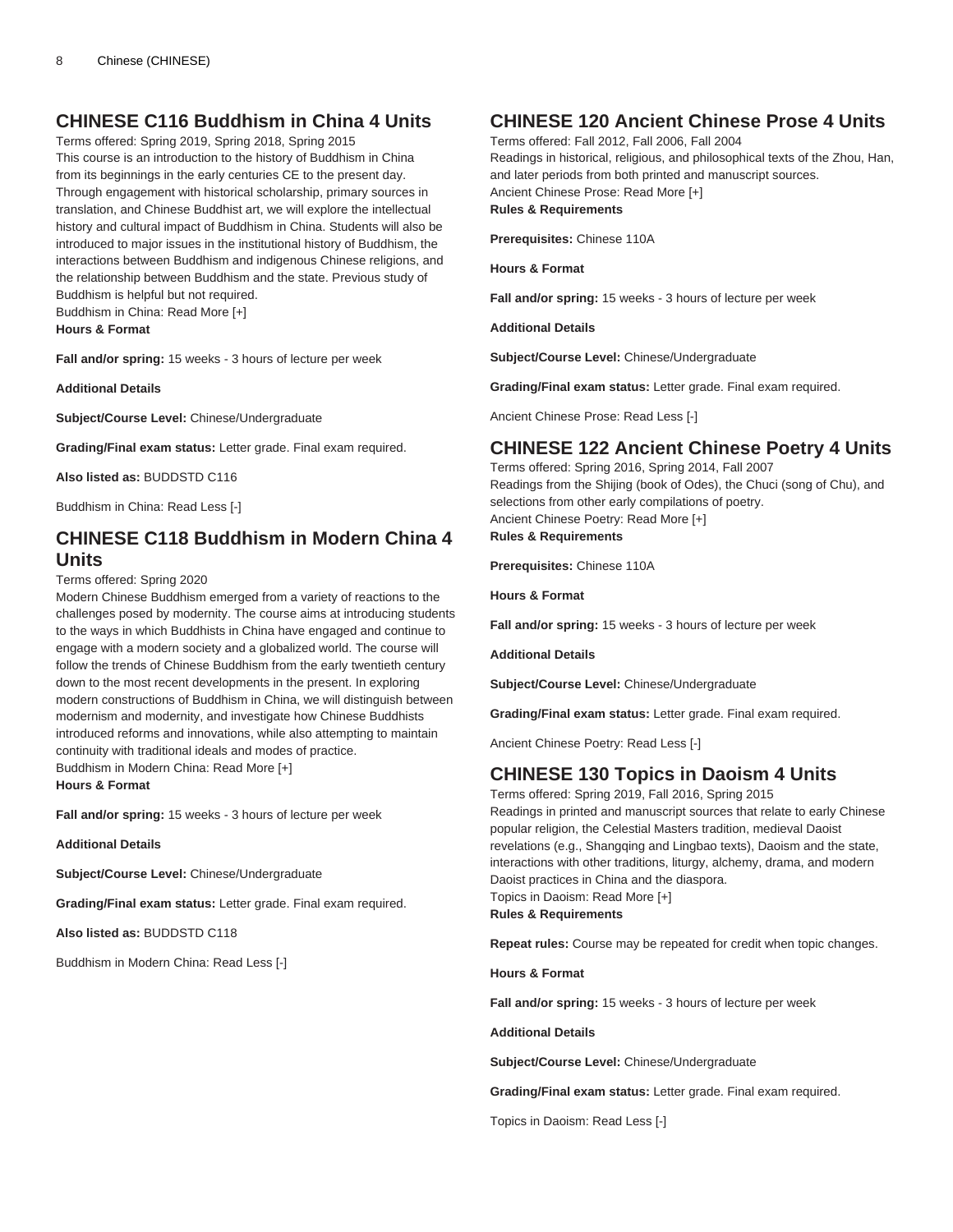## CHINESE C116 Buddhism in China 4 Units

Terms offered: Spring 2019, Spring 2018, Spring 2015
This course is an introduction to the history of Buddhism in China from its beginnings in the early centuries CE to the present day. Through engagement with historical scholarship, primary sources in translation, and Chinese Buddhist art, we will explore the intellectual history and cultural impact of Buddhism in China. Students will also be introduced to major issues in the institutional history of Buddhism, the interactions between Buddhism and indigenous Chinese religions, and the relationship between Buddhism and the state. Previous study of Buddhism is helpful but not required.
Buddhism in China: Read More [+]

**Hours & Format**

**Fall and/or spring:** 15 weeks - 3 hours of lecture per week

**Additional Details**

**Subject/Course Level:** Chinese/Undergraduate

**Grading/Final exam status:** Letter grade. Final exam required.

**Also listed as:** BUDDSTD C116

Buddhism in China: Read Less [-]

## CHINESE C118 Buddhism in Modern China 4 Units

Terms offered: Spring 2020
Modern Chinese Buddhism emerged from a variety of reactions to the challenges posed by modernity. The course aims at introducing students to the ways in which Buddhists in China have engaged and continue to engage with a modern society and a globalized world. The course will follow the trends of Chinese Buddhism from the early twentieth century down to the most recent developments in the present. In exploring modern constructions of Buddhism in China, we will distinguish between modernism and modernity, and investigate how Chinese Buddhists introduced reforms and innovations, while also attempting to maintain continuity with traditional ideals and modes of practice.
Buddhism in Modern China: Read More [+]

**Hours & Format**

**Fall and/or spring:** 15 weeks - 3 hours of lecture per week

**Additional Details**

**Subject/Course Level:** Chinese/Undergraduate

**Grading/Final exam status:** Letter grade. Final exam required.

**Also listed as:** BUDDSTD C118

Buddhism in Modern China: Read Less [-]

## CHINESE 120 Ancient Chinese Prose 4 Units

Terms offered: Fall 2012, Fall 2006, Fall 2004
Readings in historical, religious, and philosophical texts of the Zhou, Han, and later periods from both printed and manuscript sources.
Ancient Chinese Prose: Read More [+]

**Rules & Requirements**

**Prerequisites:** Chinese 110A

**Hours & Format**

**Fall and/or spring:** 15 weeks - 3 hours of lecture per week

**Additional Details**

**Subject/Course Level:** Chinese/Undergraduate

**Grading/Final exam status:** Letter grade. Final exam required.

Ancient Chinese Prose: Read Less [-]

## CHINESE 122 Ancient Chinese Poetry 4 Units

Terms offered: Spring 2016, Spring 2014, Fall 2007
Readings from the Shijing (book of Odes), the Chuci (song of Chu), and selections from other early compilations of poetry.
Ancient Chinese Poetry: Read More [+]

**Rules & Requirements**

**Prerequisites:** Chinese 110A

**Hours & Format**

**Fall and/or spring:** 15 weeks - 3 hours of lecture per week

**Additional Details**

**Subject/Course Level:** Chinese/Undergraduate

**Grading/Final exam status:** Letter grade. Final exam required.

Ancient Chinese Poetry: Read Less [-]

## CHINESE 130 Topics in Daoism 4 Units

Terms offered: Spring 2019, Fall 2016, Spring 2015
Readings in printed and manuscript sources that relate to early Chinese popular religion, the Celestial Masters tradition, medieval Daoist revelations (e.g., Shangqing and Lingbao texts), Daoism and the state, interactions with other traditions, liturgy, alchemy, drama, and modern Daoist practices in China and the diaspora.
Topics in Daoism: Read More [+]

**Rules & Requirements**

**Repeat rules:** Course may be repeated for credit when topic changes.

**Hours & Format**

**Fall and/or spring:** 15 weeks - 3 hours of lecture per week

**Additional Details**

**Subject/Course Level:** Chinese/Undergraduate

**Grading/Final exam status:** Letter grade. Final exam required.

Topics in Daoism: Read Less [-]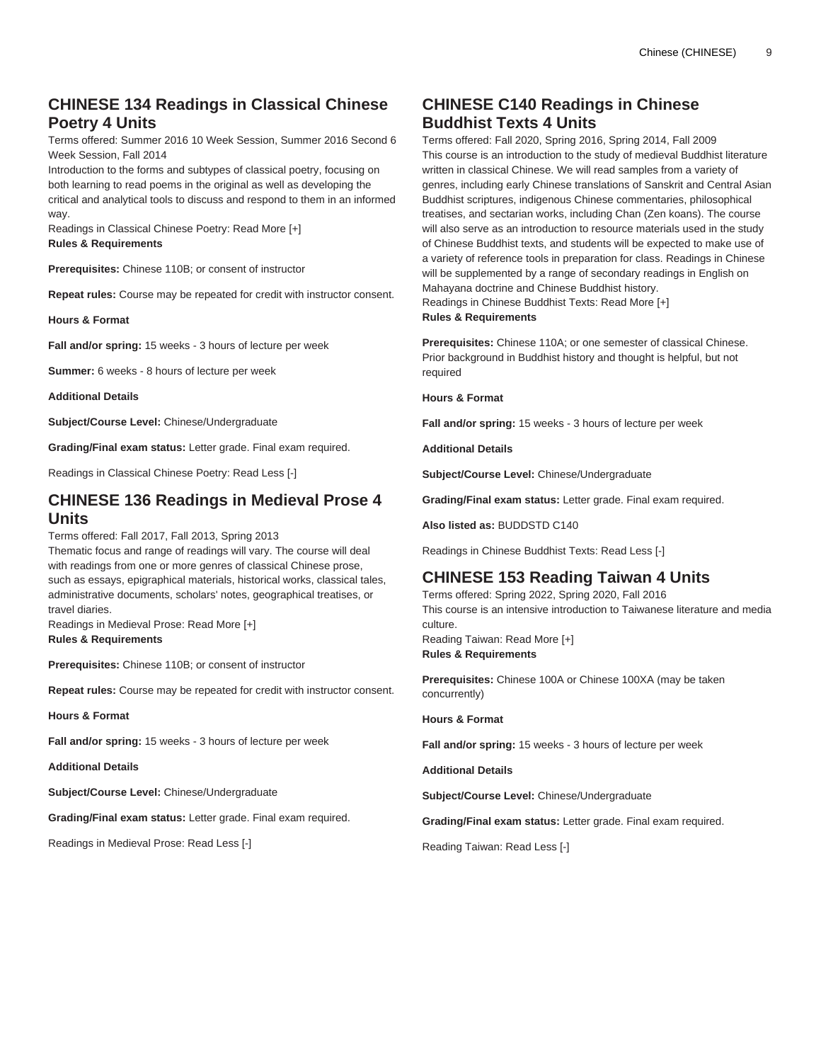## CHINESE 134 Readings in Classical Chinese Poetry 4 Units

Terms offered: Summer 2016 10 Week Session, Summer 2016 Second 6 Week Session, Fall 2014

Introduction to the forms and subtypes of classical poetry, focusing on both learning to read poems in the original as well as developing the critical and analytical tools to discuss and respond to them in an informed way.

Readings in Classical Chinese Poetry: Read More [+]

**Rules & Requirements**

**Prerequisites:** Chinese 110B; or consent of instructor

**Repeat rules:** Course may be repeated for credit with instructor consent.

**Hours & Format**

**Fall and/or spring:** 15 weeks - 3 hours of lecture per week

**Summer:** 6 weeks - 8 hours of lecture per week

**Additional Details**

**Subject/Course Level:** Chinese/Undergraduate

**Grading/Final exam status:** Letter grade. Final exam required.

Readings in Classical Chinese Poetry: Read Less [-]

## CHINESE 136 Readings in Medieval Prose 4 Units

Terms offered: Fall 2017, Fall 2013, Spring 2013

Thematic focus and range of readings will vary. The course will deal with readings from one or more genres of classical Chinese prose, such as essays, epigraphical materials, historical works, classical tales, administrative documents, scholars' notes, geographical treatises, or travel diaries.

Readings in Medieval Prose: Read More [+]

**Rules & Requirements**

**Prerequisites:** Chinese 110B; or consent of instructor

**Repeat rules:** Course may be repeated for credit with instructor consent.

**Hours & Format**

**Fall and/or spring:** 15 weeks - 3 hours of lecture per week

**Additional Details**

**Subject/Course Level:** Chinese/Undergraduate

**Grading/Final exam status:** Letter grade. Final exam required.

Readings in Medieval Prose: Read Less [-]

## CHINESE C140 Readings in Chinese Buddhist Texts 4 Units

Terms offered: Fall 2020, Spring 2016, Spring 2014, Fall 2009

This course is an introduction to the study of medieval Buddhist literature written in classical Chinese. We will read samples from a variety of genres, including early Chinese translations of Sanskrit and Central Asian Buddhist scriptures, indigenous Chinese commentaries, philosophical treatises, and sectarian works, including Chan (Zen koans). The course will also serve as an introduction to resource materials used in the study of Chinese Buddhist texts, and students will be expected to make use of a variety of reference tools in preparation for class. Readings in Chinese will be supplemented by a range of secondary readings in English on Mahayana doctrine and Chinese Buddhist history.

Readings in Chinese Buddhist Texts: Read More [+]

**Rules & Requirements**

**Prerequisites:** Chinese 110A; or one semester of classical Chinese. Prior background in Buddhist history and thought is helpful, but not required

**Hours & Format**

**Fall and/or spring:** 15 weeks - 3 hours of lecture per week

**Additional Details**

**Subject/Course Level:** Chinese/Undergraduate

**Grading/Final exam status:** Letter grade. Final exam required.

**Also listed as:** BUDDSTD C140

Readings in Chinese Buddhist Texts: Read Less [-]

## CHINESE 153 Reading Taiwan 4 Units

Terms offered: Spring 2022, Spring 2020, Fall 2016

This course is an intensive introduction to Taiwanese literature and media culture.

Reading Taiwan: Read More [+]

**Rules & Requirements**

**Prerequisites:** Chinese 100A or Chinese 100XA (may be taken concurrently)

**Hours & Format**

**Fall and/or spring:** 15 weeks - 3 hours of lecture per week

**Additional Details**

**Subject/Course Level:** Chinese/Undergraduate

**Grading/Final exam status:** Letter grade. Final exam required.

Reading Taiwan: Read Less [-]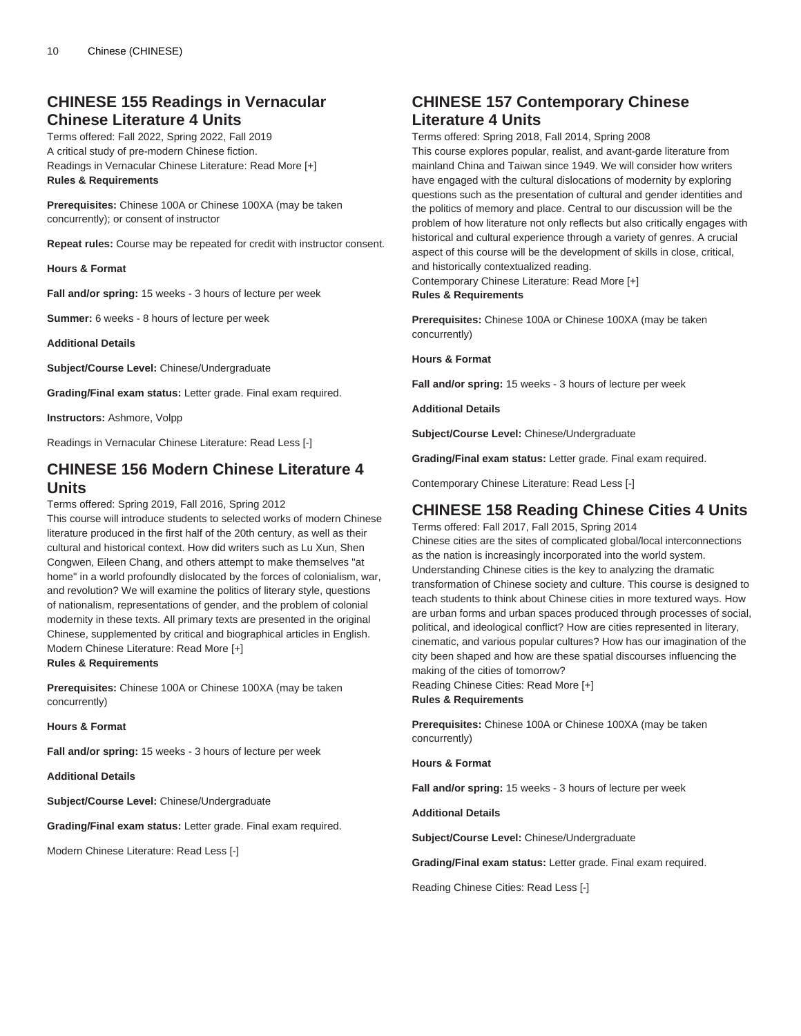## CHINESE 155 Readings in Vernacular Chinese Literature 4 Units

Terms offered: Fall 2022, Spring 2022, Fall 2019
A critical study of pre-modern Chinese fiction.
Readings in Vernacular Chinese Literature: Read More [+]
**Rules & Requirements**

**Prerequisites:** Chinese 100A or Chinese 100XA (may be taken concurrently); or consent of instructor

**Repeat rules:** Course may be repeated for credit with instructor consent.

**Hours & Format**

**Fall and/or spring:** 15 weeks - 3 hours of lecture per week

**Summer:** 6 weeks - 8 hours of lecture per week

**Additional Details**

**Subject/Course Level:** Chinese/Undergraduate

**Grading/Final exam status:** Letter grade. Final exam required.

**Instructors:** Ashmore, Volpp

Readings in Vernacular Chinese Literature: Read Less [-]

## CHINESE 156 Modern Chinese Literature 4 Units

Terms offered: Spring 2019, Fall 2016, Spring 2012
This course will introduce students to selected works of modern Chinese literature produced in the first half of the 20th century, as well as their cultural and historical context. How did writers such as Lu Xun, Shen Congwen, Eileen Chang, and others attempt to make themselves "at home" in a world profoundly dislocated by the forces of colonialism, war, and revolution? We will examine the politics of literary style, questions of nationalism, representations of gender, and the problem of colonial modernity in these texts. All primary texts are presented in the original Chinese, supplemented by critical and biographical articles in English.
Modern Chinese Literature: Read More [+]
**Rules & Requirements**

**Prerequisites:** Chinese 100A or Chinese 100XA (may be taken concurrently)

**Hours & Format**

**Fall and/or spring:** 15 weeks - 3 hours of lecture per week

**Additional Details**

**Subject/Course Level:** Chinese/Undergraduate

**Grading/Final exam status:** Letter grade. Final exam required.

Modern Chinese Literature: Read Less [-]

## CHINESE 157 Contemporary Chinese Literature 4 Units

Terms offered: Spring 2018, Fall 2014, Spring 2008
This course explores popular, realist, and avant-garde literature from mainland China and Taiwan since 1949. We will consider how writers have engaged with the cultural dislocations of modernity by exploring questions such as the presentation of cultural and gender identities and the politics of memory and place. Central to our discussion will be the problem of how literature not only reflects but also critically engages with historical and cultural experience through a variety of genres. A crucial aspect of this course will be the development of skills in close, critical, and historically contextualized reading.
Contemporary Chinese Literature: Read More [+]
**Rules & Requirements**

**Prerequisites:** Chinese 100A or Chinese 100XA (may be taken concurrently)

**Hours & Format**

**Fall and/or spring:** 15 weeks - 3 hours of lecture per week

**Additional Details**

**Subject/Course Level:** Chinese/Undergraduate

**Grading/Final exam status:** Letter grade. Final exam required.

Contemporary Chinese Literature: Read Less [-]

## CHINESE 158 Reading Chinese Cities 4 Units

Terms offered: Fall 2017, Fall 2015, Spring 2014
Chinese cities are the sites of complicated global/local interconnections as the nation is increasingly incorporated into the world system. Understanding Chinese cities is the key to analyzing the dramatic transformation of Chinese society and culture. This course is designed to teach students to think about Chinese cities in more textured ways. How are urban forms and urban spaces produced through processes of social, political, and ideological conflict? How are cities represented in literary, cinematic, and various popular cultures? How has our imagination of the city been shaped and how are these spatial discourses influencing the making of the cities of tomorrow?
Reading Chinese Cities: Read More [+]
**Rules & Requirements**

**Prerequisites:** Chinese 100A or Chinese 100XA (may be taken concurrently)

**Hours & Format**

**Fall and/or spring:** 15 weeks - 3 hours of lecture per week

**Additional Details**

**Subject/Course Level:** Chinese/Undergraduate

**Grading/Final exam status:** Letter grade. Final exam required.

Reading Chinese Cities: Read Less [-]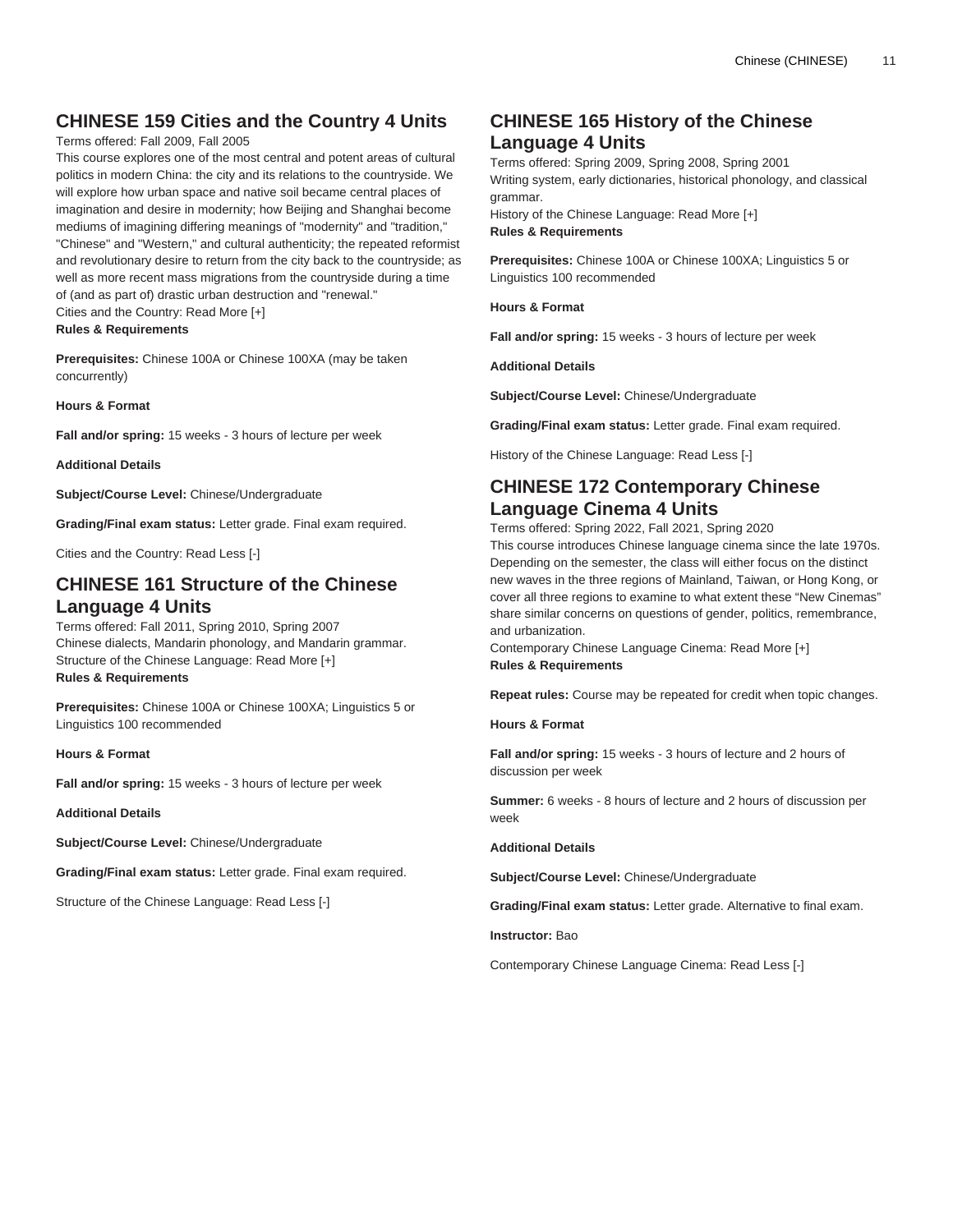## CHINESE 159 Cities and the Country 4 Units

Terms offered: Fall 2009, Fall 2005

This course explores one of the most central and potent areas of cultural politics in modern China: the city and its relations to the countryside. We will explore how urban space and native soil became central places of imagination and desire in modernity; how Beijing and Shanghai become mediums of imagining differing meanings of "modernity" and "tradition," "Chinese" and "Western," and cultural authenticity; the repeated reformist and revolutionary desire to return from the city back to the countryside; as well as more recent mass migrations from the countryside during a time of (and as part of) drastic urban destruction and "renewal."

Cities and the Country: Read More [+]

**Rules & Requirements**

**Prerequisites:** Chinese 100A or Chinese 100XA (may be taken concurrently)

**Hours & Format**

**Fall and/or spring:** 15 weeks - 3 hours of lecture per week

**Additional Details**

**Subject/Course Level:** Chinese/Undergraduate

**Grading/Final exam status:** Letter grade. Final exam required.

Cities and the Country: Read Less [-]

## CHINESE 161 Structure of the Chinese Language 4 Units

Terms offered: Fall 2011, Spring 2010, Spring 2007

Chinese dialects, Mandarin phonology, and Mandarin grammar.

Structure of the Chinese Language: Read More [+]

**Rules & Requirements**

**Prerequisites:** Chinese 100A or Chinese 100XA; Linguistics 5 or Linguistics 100 recommended

**Hours & Format**

**Fall and/or spring:** 15 weeks - 3 hours of lecture per week

**Additional Details**

**Subject/Course Level:** Chinese/Undergraduate

**Grading/Final exam status:** Letter grade. Final exam required.

Structure of the Chinese Language: Read Less [-]

## CHINESE 165 History of the Chinese Language 4 Units

Terms offered: Spring 2009, Spring 2008, Spring 2001

Writing system, early dictionaries, historical phonology, and classical grammar.

History of the Chinese Language: Read More [+]

**Rules & Requirements**

**Prerequisites:** Chinese 100A or Chinese 100XA; Linguistics 5 or Linguistics 100 recommended

**Hours & Format**

**Fall and/or spring:** 15 weeks - 3 hours of lecture per week

**Additional Details**

**Subject/Course Level:** Chinese/Undergraduate

**Grading/Final exam status:** Letter grade. Final exam required.

History of the Chinese Language: Read Less [-]

## CHINESE 172 Contemporary Chinese Language Cinema 4 Units

Terms offered: Spring 2022, Fall 2021, Spring 2020

This course introduces Chinese language cinema since the late 1970s. Depending on the semester, the class will either focus on the distinct new waves in the three regions of Mainland, Taiwan, or Hong Kong, or cover all three regions to examine to what extent these "New Cinemas" share similar concerns on questions of gender, politics, remembrance, and urbanization.

Contemporary Chinese Language Cinema: Read More [+]

**Rules & Requirements**

**Repeat rules:** Course may be repeated for credit when topic changes.

**Hours & Format**

**Fall and/or spring:** 15 weeks - 3 hours of lecture and 2 hours of discussion per week

**Summer:** 6 weeks - 8 hours of lecture and 2 hours of discussion per week

**Additional Details**

**Subject/Course Level:** Chinese/Undergraduate

**Grading/Final exam status:** Letter grade. Alternative to final exam.

**Instructor:** Bao

Contemporary Chinese Language Cinema: Read Less [-]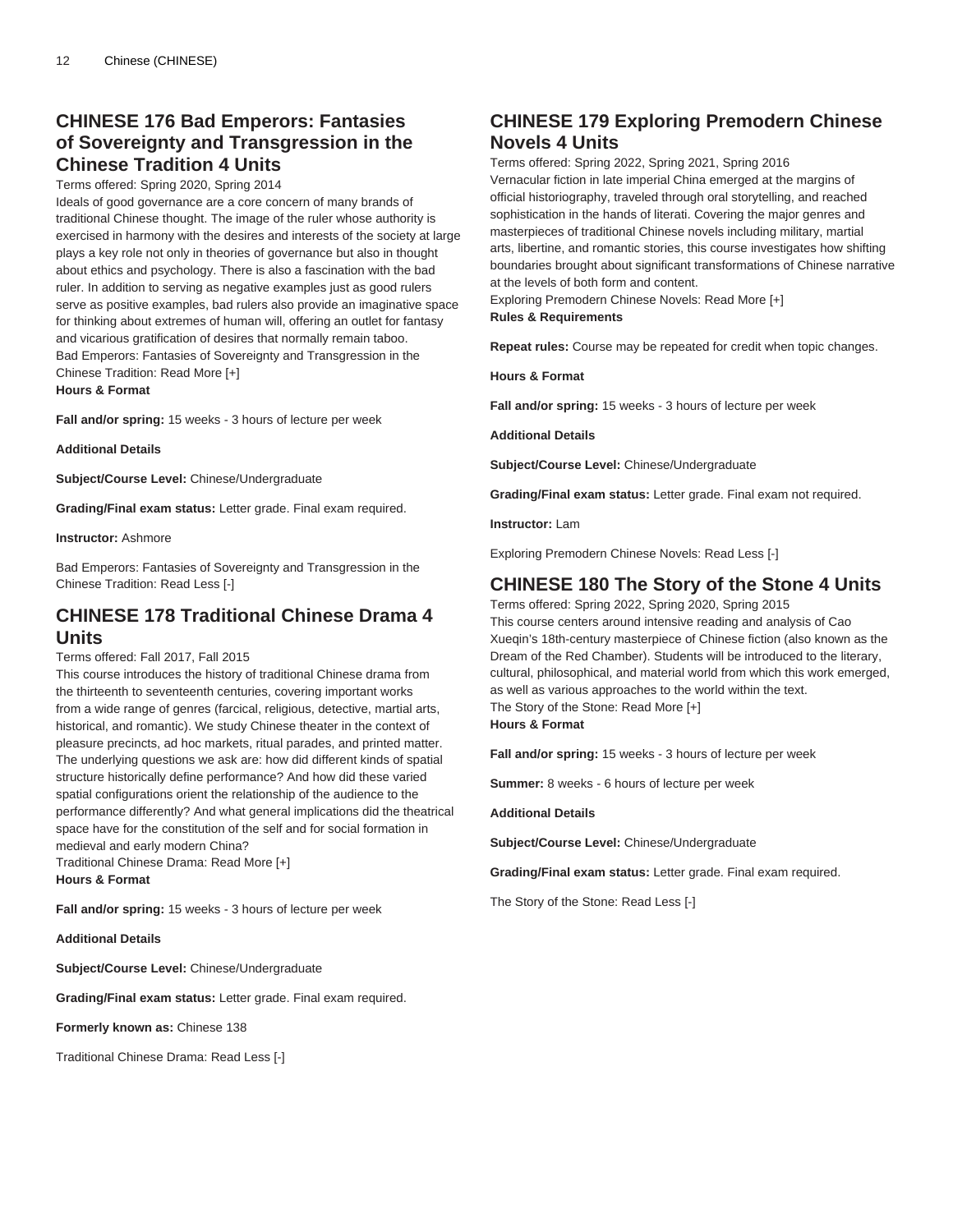## CHINESE 176 Bad Emperors: Fantasies of Sovereignty and Transgression in the Chinese Tradition 4 Units

Terms offered: Spring 2020, Spring 2014

Ideals of good governance are a core concern of many brands of traditional Chinese thought. The image of the ruler whose authority is exercised in harmony with the desires and interests of the society at large plays a key role not only in theories of governance but also in thought about ethics and psychology. There is also a fascination with the bad ruler. In addition to serving as negative examples just as good rulers serve as positive examples, bad rulers also provide an imaginative space for thinking about extremes of human will, offering an outlet for fantasy and vicarious gratification of desires that normally remain taboo.

Bad Emperors: Fantasies of Sovereignty and Transgression in the Chinese Tradition: Read More [+]

**Hours & Format**

**Fall and/or spring:** 15 weeks - 3 hours of lecture per week

**Additional Details**

**Subject/Course Level:** Chinese/Undergraduate

**Grading/Final exam status:** Letter grade. Final exam required.

**Instructor:** Ashmore

Bad Emperors: Fantasies of Sovereignty and Transgression in the Chinese Tradition: Read Less [-]

## CHINESE 178 Traditional Chinese Drama 4 Units

Terms offered: Fall 2017, Fall 2015

This course introduces the history of traditional Chinese drama from the thirteenth to seventeenth centuries, covering important works from a wide range of genres (farcical, religious, detective, martial arts, historical, and romantic). We study Chinese theater in the context of pleasure precincts, ad hoc markets, ritual parades, and printed matter. The underlying questions we ask are: how did different kinds of spatial structure historically define performance? And how did these varied spatial configurations orient the relationship of the audience to the performance differently? And what general implications did the theatrical space have for the constitution of the self and for social formation in medieval and early modern China?

Traditional Chinese Drama: Read More [+]

**Hours & Format**

**Fall and/or spring:** 15 weeks - 3 hours of lecture per week

**Additional Details**

**Subject/Course Level:** Chinese/Undergraduate

**Grading/Final exam status:** Letter grade. Final exam required.

**Formerly known as:** Chinese 138

Traditional Chinese Drama: Read Less [-]

## CHINESE 179 Exploring Premodern Chinese Novels 4 Units

Terms offered: Spring 2022, Spring 2021, Spring 2016

Vernacular fiction in late imperial China emerged at the margins of official historiography, traveled through oral storytelling, and reached sophistication in the hands of literati. Covering the major genres and masterpieces of traditional Chinese novels including military, martial arts, libertine, and romantic stories, this course investigates how shifting boundaries brought about significant transformations of Chinese narrative at the levels of both form and content.

Exploring Premodern Chinese Novels: Read More [+]

**Rules & Requirements**

**Repeat rules:** Course may be repeated for credit when topic changes.

**Hours & Format**

**Fall and/or spring:** 15 weeks - 3 hours of lecture per week

**Additional Details**

**Subject/Course Level:** Chinese/Undergraduate

**Grading/Final exam status:** Letter grade. Final exam not required.

**Instructor:** Lam

Exploring Premodern Chinese Novels: Read Less [-]

## CHINESE 180 The Story of the Stone 4 Units

Terms offered: Spring 2022, Spring 2020, Spring 2015

This course centers around intensive reading and analysis of Cao Xueqin's 18th-century masterpiece of Chinese fiction (also known as the Dream of the Red Chamber). Students will be introduced to the literary, cultural, philosophical, and material world from which this work emerged, as well as various approaches to the world within the text.

The Story of the Stone: Read More [+]

**Hours & Format**

**Fall and/or spring:** 15 weeks - 3 hours of lecture per week

**Summer:** 8 weeks - 6 hours of lecture per week

**Additional Details**

**Subject/Course Level:** Chinese/Undergraduate

**Grading/Final exam status:** Letter grade. Final exam required.

The Story of the Stone: Read Less [-]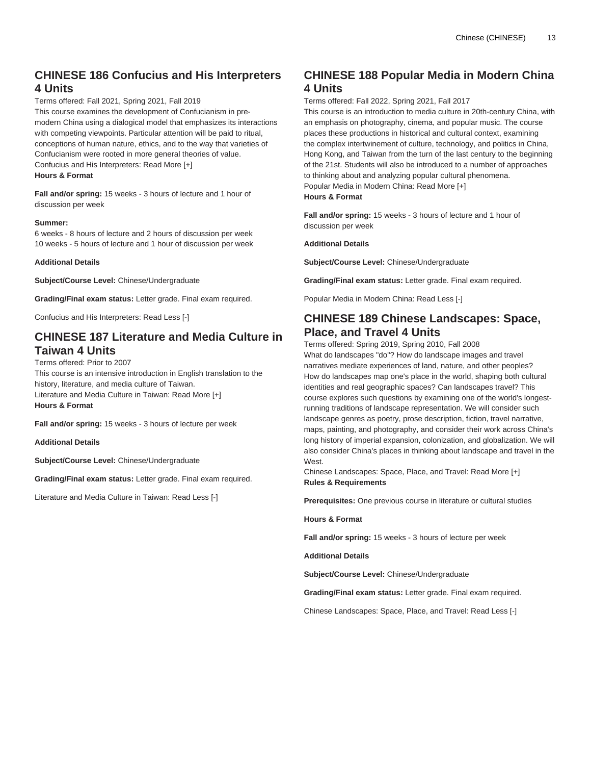## CHINESE 186 Confucius and His Interpreters 4 Units

Terms offered: Fall 2021, Spring 2021, Fall 2019

This course examines the development of Confucianism in pre-modern China using a dialogical model that emphasizes its interactions with competing viewpoints. Particular attention will be paid to ritual, conceptions of human nature, ethics, and to the way that varieties of Confucianism were rooted in more general theories of value.

Confucius and His Interpreters: Read More [+]

**Hours & Format**

**Fall and/or spring:** 15 weeks - 3 hours of lecture and 1 hour of discussion per week

**Summer:**

6 weeks - 8 hours of lecture and 2 hours of discussion per week

10 weeks - 5 hours of lecture and 1 hour of discussion per week

**Additional Details**

**Subject/Course Level:** Chinese/Undergraduate

**Grading/Final exam status:** Letter grade. Final exam required.

Confucius and His Interpreters: Read Less [-]

## CHINESE 187 Literature and Media Culture in Taiwan 4 Units

Terms offered: Prior to 2007

This course is an intensive introduction in English translation to the history, literature, and media culture of Taiwan.

Literature and Media Culture in Taiwan: Read More [+]

**Hours & Format**

**Fall and/or spring:** 15 weeks - 3 hours of lecture per week

**Additional Details**

**Subject/Course Level:** Chinese/Undergraduate

**Grading/Final exam status:** Letter grade. Final exam required.

Literature and Media Culture in Taiwan: Read Less [-]

## CHINESE 188 Popular Media in Modern China 4 Units

Terms offered: Fall 2022, Spring 2021, Fall 2017

This course is an introduction to media culture in 20th-century China, with an emphasis on photography, cinema, and popular music. The course places these productions in historical and cultural context, examining the complex intertwinement of culture, technology, and politics in China, Hong Kong, and Taiwan from the turn of the last century to the beginning of the 21st. Students will also be introduced to a number of approaches to thinking about and analyzing popular cultural phenomena.

Popular Media in Modern China: Read More [+]

**Hours & Format**

**Fall and/or spring:** 15 weeks - 3 hours of lecture and 1 hour of discussion per week

**Additional Details**

**Subject/Course Level:** Chinese/Undergraduate

**Grading/Final exam status:** Letter grade. Final exam required.

Popular Media in Modern China: Read Less [-]

## CHINESE 189 Chinese Landscapes: Space, Place, and Travel 4 Units

Terms offered: Spring 2019, Spring 2010, Fall 2008

What do landscapes "do"? How do landscape images and travel narratives mediate experiences of land, nature, and other peoples? How do landscapes map one's place in the world, shaping both cultural identities and real geographic spaces? Can landscapes travel? This course explores such questions by examining one of the world's longest-running traditions of landscape representation. We will consider such landscape genres as poetry, prose description, fiction, travel narrative, maps, painting, and photography, and consider their work across China's long history of imperial expansion, colonization, and globalization. We will also consider China's places in thinking about landscape and travel in the West.

Chinese Landscapes: Space, Place, and Travel: Read More [+]

**Rules & Requirements**

**Prerequisites:** One previous course in literature or cultural studies

**Hours & Format**

**Fall and/or spring:** 15 weeks - 3 hours of lecture per week

**Additional Details**

**Subject/Course Level:** Chinese/Undergraduate

**Grading/Final exam status:** Letter grade. Final exam required.

Chinese Landscapes: Space, Place, and Travel: Read Less [-]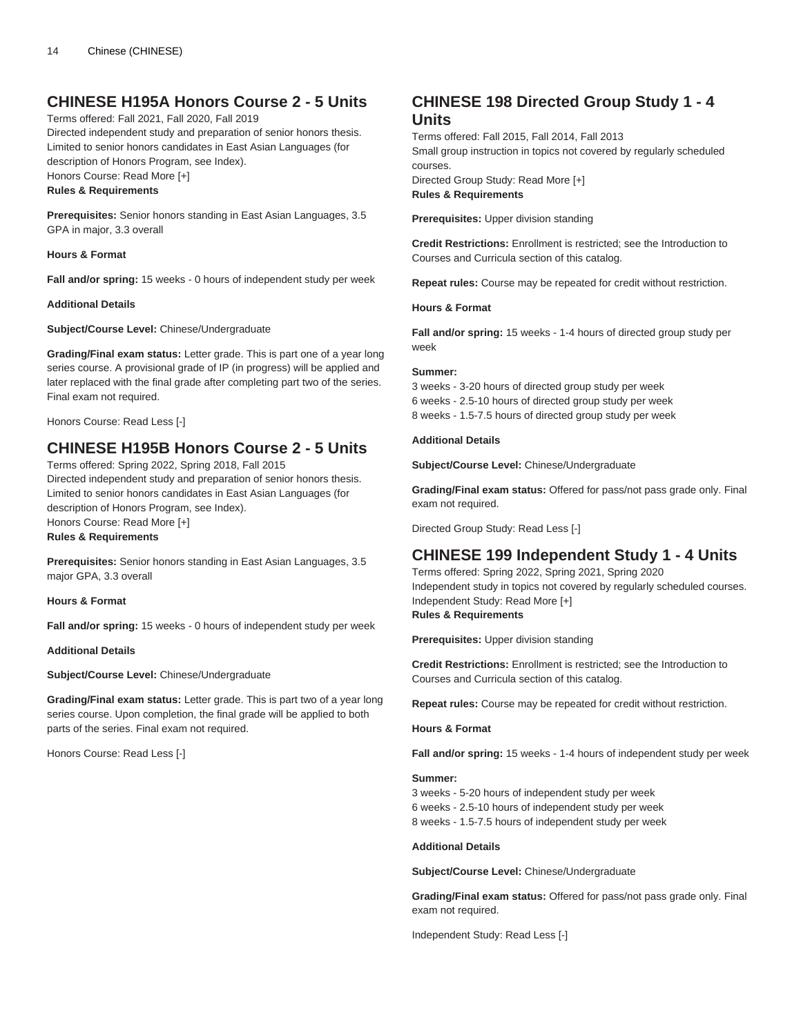## CHINESE H195A Honors Course 2 - 5 Units

Terms offered: Fall 2021, Fall 2020, Fall 2019
Directed independent study and preparation of senior honors thesis. Limited to senior honors candidates in East Asian Languages (for description of Honors Program, see Index).
Honors Course: Read More [+]
**Rules & Requirements**

**Prerequisites:** Senior honors standing in East Asian Languages, 3.5 GPA in major, 3.3 overall

**Hours & Format**

**Fall and/or spring:** 15 weeks - 0 hours of independent study per week

**Additional Details**

**Subject/Course Level:** Chinese/Undergraduate

**Grading/Final exam status:** Letter grade. This is part one of a year long series course. A provisional grade of IP (in progress) will be applied and later replaced with the final grade after completing part two of the series. Final exam not required.

Honors Course: Read Less [-]

## CHINESE H195B Honors Course 2 - 5 Units

Terms offered: Spring 2022, Spring 2018, Fall 2015
Directed independent study and preparation of senior honors thesis. Limited to senior honors candidates in East Asian Languages (for description of Honors Program, see Index).
Honors Course: Read More [+]
**Rules & Requirements**

**Prerequisites:** Senior honors standing in East Asian Languages, 3.5 major GPA, 3.3 overall

**Hours & Format**

**Fall and/or spring:** 15 weeks - 0 hours of independent study per week

**Additional Details**

**Subject/Course Level:** Chinese/Undergraduate

**Grading/Final exam status:** Letter grade. This is part two of a year long series course. Upon completion, the final grade will be applied to both parts of the series. Final exam not required.

Honors Course: Read Less [-]

## CHINESE 198 Directed Group Study 1 - 4 Units

Terms offered: Fall 2015, Fall 2014, Fall 2013
Small group instruction in topics not covered by regularly scheduled courses.
Directed Group Study: Read More [+]
**Rules & Requirements**

**Prerequisites:** Upper division standing

**Credit Restrictions:** Enrollment is restricted; see the Introduction to Courses and Curricula section of this catalog.

**Repeat rules:** Course may be repeated for credit without restriction.

**Hours & Format**

**Fall and/or spring:** 15 weeks - 1-4 hours of directed group study per week

**Summer:**
3 weeks - 3-20 hours of directed group study per week
6 weeks - 2.5-10 hours of directed group study per week
8 weeks - 1.5-7.5 hours of directed group study per week

**Additional Details**

**Subject/Course Level:** Chinese/Undergraduate

**Grading/Final exam status:** Offered for pass/not pass grade only. Final exam not required.

Directed Group Study: Read Less [-]

## CHINESE 199 Independent Study 1 - 4 Units

Terms offered: Spring 2022, Spring 2021, Spring 2020
Independent study in topics not covered by regularly scheduled courses.
Independent Study: Read More [+]
**Rules & Requirements**

**Prerequisites:** Upper division standing

**Credit Restrictions:** Enrollment is restricted; see the Introduction to Courses and Curricula section of this catalog.

**Repeat rules:** Course may be repeated for credit without restriction.

**Hours & Format**

**Fall and/or spring:** 15 weeks - 1-4 hours of independent study per week

**Summer:**
3 weeks - 5-20 hours of independent study per week
6 weeks - 2.5-10 hours of independent study per week
8 weeks - 1.5-7.5 hours of independent study per week

**Additional Details**

**Subject/Course Level:** Chinese/Undergraduate

**Grading/Final exam status:** Offered for pass/not pass grade only. Final exam not required.

Independent Study: Read Less [-]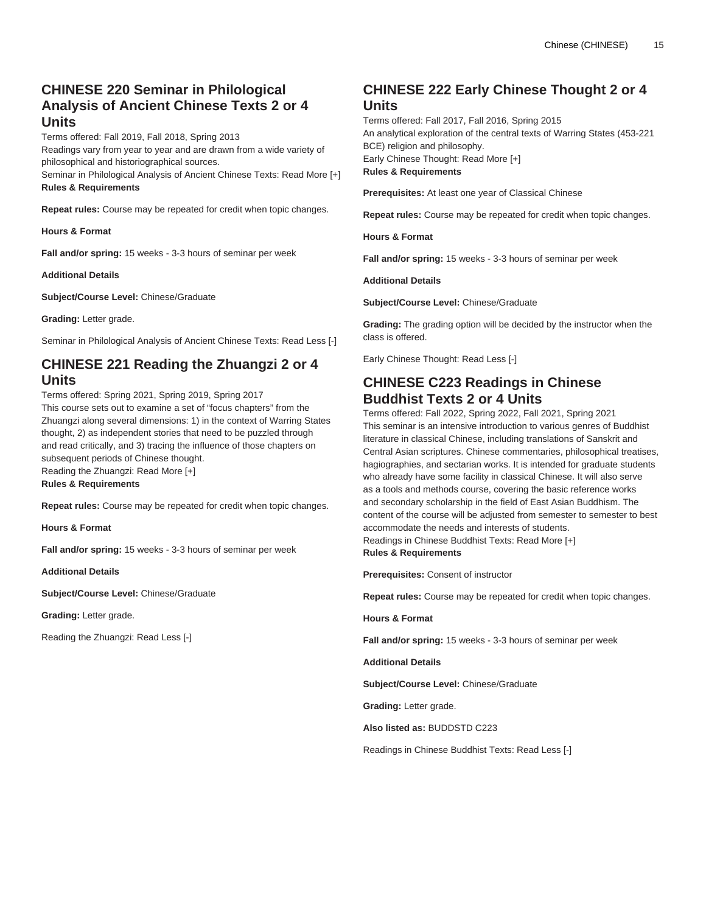## CHINESE 220 Seminar in Philological Analysis of Ancient Chinese Texts 2 or 4 Units

Terms offered: Fall 2019, Fall 2018, Spring 2013
Readings vary from year to year and are drawn from a wide variety of philosophical and historiographical sources.
Seminar in Philological Analysis of Ancient Chinese Texts: Read More [+]
**Rules & Requirements**

**Repeat rules:** Course may be repeated for credit when topic changes.

**Hours & Format**

**Fall and/or spring:** 15 weeks - 3-3 hours of seminar per week

**Additional Details**

**Subject/Course Level:** Chinese/Graduate

**Grading:** Letter grade.

Seminar in Philological Analysis of Ancient Chinese Texts: Read Less [-]

## CHINESE 221 Reading the Zhuangzi 2 or 4 Units

Terms offered: Spring 2021, Spring 2019, Spring 2017
This course sets out to examine a set of "focus chapters" from the Zhuangzi along several dimensions: 1) in the context of Warring States thought, 2) as independent stories that need to be puzzled through and read critically, and 3) tracing the influence of those chapters on subsequent periods of Chinese thought.
Reading the Zhuangzi: Read More [+]
**Rules & Requirements**

**Repeat rules:** Course may be repeated for credit when topic changes.

**Hours & Format**

**Fall and/or spring:** 15 weeks - 3-3 hours of seminar per week

**Additional Details**

**Subject/Course Level:** Chinese/Graduate

**Grading:** Letter grade.

Reading the Zhuangzi: Read Less [-]

## CHINESE 222 Early Chinese Thought 2 or 4 Units

Terms offered: Fall 2017, Fall 2016, Spring 2015
An analytical exploration of the central texts of Warring States (453-221 BCE) religion and philosophy.
Early Chinese Thought: Read More [+]
**Rules & Requirements**

**Prerequisites:** At least one year of Classical Chinese

**Repeat rules:** Course may be repeated for credit when topic changes.

**Hours & Format**

**Fall and/or spring:** 15 weeks - 3-3 hours of seminar per week

**Additional Details**

**Subject/Course Level:** Chinese/Graduate

**Grading:** The grading option will be decided by the instructor when the class is offered.

Early Chinese Thought: Read Less [-]

## CHINESE C223 Readings in Chinese Buddhist Texts 2 or 4 Units

Terms offered: Fall 2022, Spring 2022, Fall 2021, Spring 2021
This seminar is an intensive introduction to various genres of Buddhist literature in classical Chinese, including translations of Sanskrit and Central Asian scriptures. Chinese commentaries, philosophical treatises, hagiographies, and sectarian works. It is intended for graduate students who already have some facility in classical Chinese. It will also serve as a tools and methods course, covering the basic reference works and secondary scholarship in the field of East Asian Buddhism. The content of the course will be adjusted from semester to semester to best accommodate the needs and interests of students.
Readings in Chinese Buddhist Texts: Read More [+]
**Rules & Requirements**

**Prerequisites:** Consent of instructor

**Repeat rules:** Course may be repeated for credit when topic changes.

**Hours & Format**

**Fall and/or spring:** 15 weeks - 3-3 hours of seminar per week

**Additional Details**

**Subject/Course Level:** Chinese/Graduate

**Grading:** Letter grade.

**Also listed as:** BUDDSTD C223

Readings in Chinese Buddhist Texts: Read Less [-]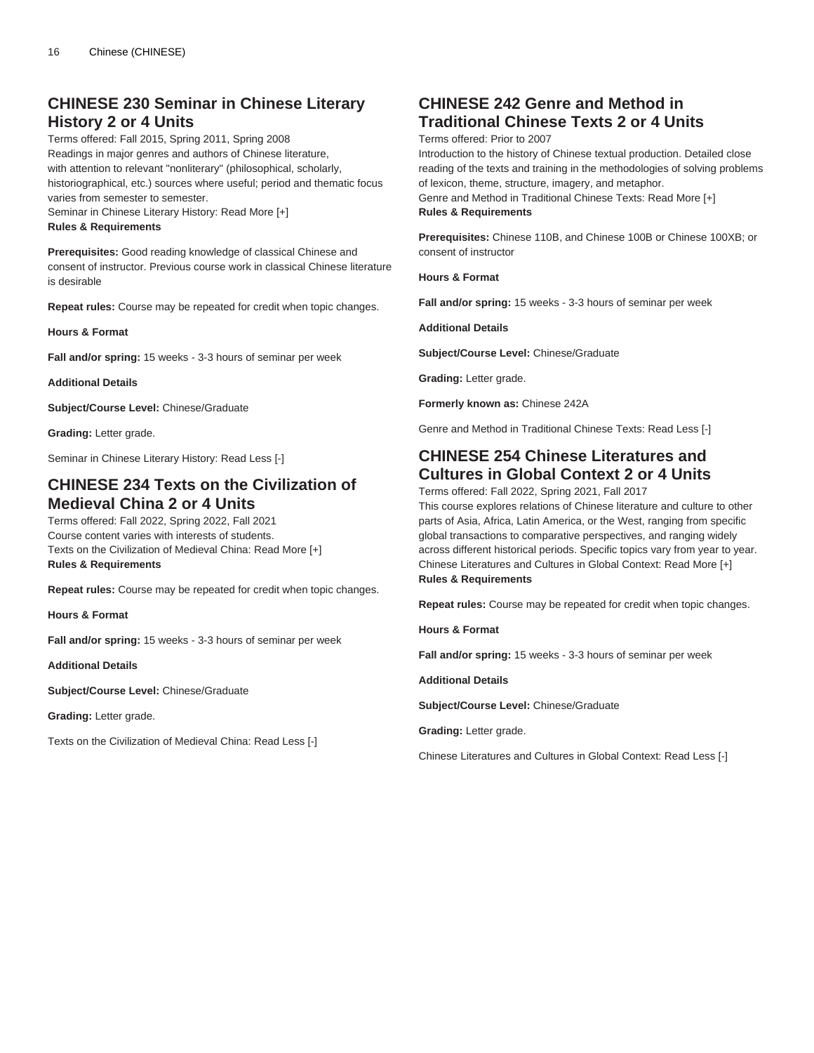## CHINESE 230 Seminar in Chinese Literary History 2 or 4 Units

Terms offered: Fall 2015, Spring 2011, Spring 2008
Readings in major genres and authors of Chinese literature, with attention to relevant "nonliterary" (philosophical, scholarly, historiographical, etc.) sources where useful; period and thematic focus varies from semester to semester.
Seminar in Chinese Literary History: Read More [+]
**Rules & Requirements**

**Prerequisites:** Good reading knowledge of classical Chinese and consent of instructor. Previous course work in classical Chinese literature is desirable

**Repeat rules:** Course may be repeated for credit when topic changes.

**Hours & Format**

**Fall and/or spring:** 15 weeks - 3-3 hours of seminar per week

**Additional Details**

**Subject/Course Level:** Chinese/Graduate

**Grading:** Letter grade.

Seminar in Chinese Literary History: Read Less [-]

## CHINESE 234 Texts on the Civilization of Medieval China 2 or 4 Units

Terms offered: Fall 2022, Spring 2022, Fall 2021
Course content varies with interests of students.
Texts on the Civilization of Medieval China: Read More [+]
**Rules & Requirements**

**Repeat rules:** Course may be repeated for credit when topic changes.

**Hours & Format**

**Fall and/or spring:** 15 weeks - 3-3 hours of seminar per week

**Additional Details**

**Subject/Course Level:** Chinese/Graduate

**Grading:** Letter grade.

Texts on the Civilization of Medieval China: Read Less [-]

## CHINESE 242 Genre and Method in Traditional Chinese Texts 2 or 4 Units

Terms offered: Prior to 2007
Introduction to the history of Chinese textual production. Detailed close reading of the texts and training in the methodologies of solving problems of lexicon, theme, structure, imagery, and metaphor.
Genre and Method in Traditional Chinese Texts: Read More [+]
**Rules & Requirements**

**Prerequisites:** Chinese 110B, and Chinese 100B or Chinese 100XB; or consent of instructor

**Hours & Format**

**Fall and/or spring:** 15 weeks - 3-3 hours of seminar per week

**Additional Details**

**Subject/Course Level:** Chinese/Graduate

**Grading:** Letter grade.

**Formerly known as:** Chinese 242A

Genre and Method in Traditional Chinese Texts: Read Less [-]

## CHINESE 254 Chinese Literatures and Cultures in Global Context 2 or 4 Units

Terms offered: Fall 2022, Spring 2021, Fall 2017
This course explores relations of Chinese literature and culture to other parts of Asia, Africa, Latin America, or the West, ranging from specific global transactions to comparative perspectives, and ranging widely across different historical periods. Specific topics vary from year to year.
Chinese Literatures and Cultures in Global Context: Read More [+]
**Rules & Requirements**

**Repeat rules:** Course may be repeated for credit when topic changes.

**Hours & Format**

**Fall and/or spring:** 15 weeks - 3-3 hours of seminar per week

**Additional Details**

**Subject/Course Level:** Chinese/Graduate

**Grading:** Letter grade.

Chinese Literatures and Cultures in Global Context: Read Less [-]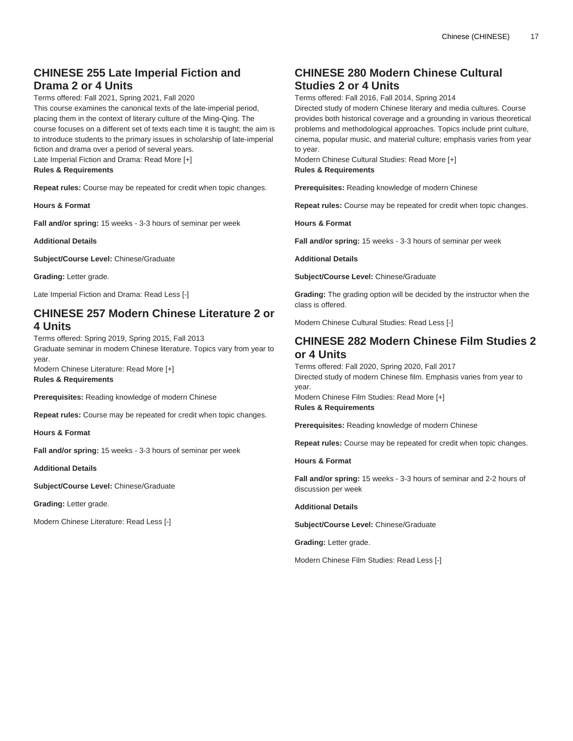## CHINESE 255 Late Imperial Fiction and Drama 2 or 4 Units

Terms offered: Fall 2021, Spring 2021, Fall 2020

This course examines the canonical texts of the late-imperial period, placing them in the context of literary culture of the Ming-Qing. The course focuses on a different set of texts each time it is taught; the aim is to introduce students to the primary issues in scholarship of late-imperial fiction and drama over a period of several years.

Late Imperial Fiction and Drama: Read More [+]

**Rules & Requirements**

**Repeat rules:** Course may be repeated for credit when topic changes.

**Hours & Format**

**Fall and/or spring:** 15 weeks - 3-3 hours of seminar per week

**Additional Details**

**Subject/Course Level:** Chinese/Graduate

**Grading:** Letter grade.

Late Imperial Fiction and Drama: Read Less [-]

## CHINESE 257 Modern Chinese Literature 2 or 4 Units

Terms offered: Spring 2019, Spring 2015, Fall 2013

Graduate seminar in modern Chinese literature. Topics vary from year to year.

Modern Chinese Literature: Read More [+]

**Rules & Requirements**

**Prerequisites:** Reading knowledge of modern Chinese

**Repeat rules:** Course may be repeated for credit when topic changes.

**Hours & Format**

**Fall and/or spring:** 15 weeks - 3-3 hours of seminar per week

**Additional Details**

**Subject/Course Level:** Chinese/Graduate

**Grading:** Letter grade.

Modern Chinese Literature: Read Less [-]

## CHINESE 280 Modern Chinese Cultural Studies 2 or 4 Units

Terms offered: Fall 2016, Fall 2014, Spring 2014

Directed study of modern Chinese literary and media cultures. Course provides both historical coverage and a grounding in various theoretical problems and methodological approaches. Topics include print culture, cinema, popular music, and material culture; emphasis varies from year to year.

Modern Chinese Cultural Studies: Read More [+]

**Rules & Requirements**

**Prerequisites:** Reading knowledge of modern Chinese

**Repeat rules:** Course may be repeated for credit when topic changes.

**Hours & Format**

**Fall and/or spring:** 15 weeks - 3-3 hours of seminar per week

**Additional Details**

**Subject/Course Level:** Chinese/Graduate

**Grading:** The grading option will be decided by the instructor when the class is offered.

Modern Chinese Cultural Studies: Read Less [-]

## CHINESE 282 Modern Chinese Film Studies 2 or 4 Units

Terms offered: Fall 2020, Spring 2020, Fall 2017

Directed study of modern Chinese film. Emphasis varies from year to year.

Modern Chinese Film Studies: Read More [+]

**Rules & Requirements**

**Prerequisites:** Reading knowledge of modern Chinese

**Repeat rules:** Course may be repeated for credit when topic changes.

**Hours & Format**

**Fall and/or spring:** 15 weeks - 3-3 hours of seminar and 2-2 hours of discussion per week

**Additional Details**

**Subject/Course Level:** Chinese/Graduate

**Grading:** Letter grade.

Modern Chinese Film Studies: Read Less [-]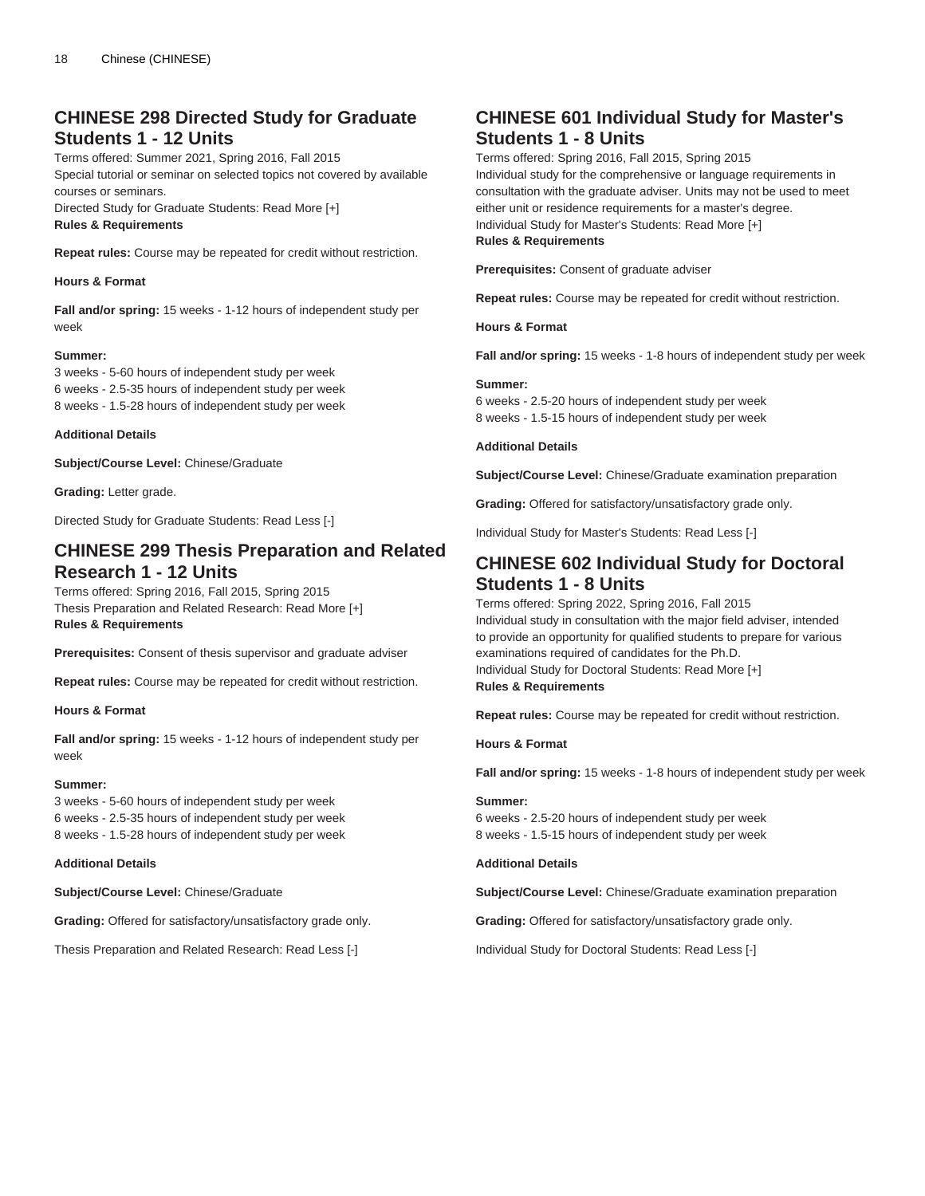## CHINESE 298 Directed Study for Graduate Students 1 - 12 Units

Terms offered: Summer 2021, Spring 2016, Fall 2015
Special tutorial or seminar on selected topics not covered by available courses or seminars.
Directed Study for Graduate Students: Read More [+]
**Rules & Requirements**

**Repeat rules:** Course may be repeated for credit without restriction.

**Hours & Format**

**Fall and/or spring:** 15 weeks - 1-12 hours of independent study per week

**Summer:**
3 weeks - 5-60 hours of independent study per week
6 weeks - 2.5-35 hours of independent study per week
8 weeks - 1.5-28 hours of independent study per week

**Additional Details**

**Subject/Course Level:** Chinese/Graduate

**Grading:** Letter grade.

Directed Study for Graduate Students: Read Less [-]

## CHINESE 299 Thesis Preparation and Related Research 1 - 12 Units

Terms offered: Spring 2016, Fall 2015, Spring 2015
Thesis Preparation and Related Research: Read More [+]
**Rules & Requirements**

**Prerequisites:** Consent of thesis supervisor and graduate adviser

**Repeat rules:** Course may be repeated for credit without restriction.

**Hours & Format**

**Fall and/or spring:** 15 weeks - 1-12 hours of independent study per week

**Summer:**
3 weeks - 5-60 hours of independent study per week
6 weeks - 2.5-35 hours of independent study per week
8 weeks - 1.5-28 hours of independent study per week

**Additional Details**

**Subject/Course Level:** Chinese/Graduate

**Grading:** Offered for satisfactory/unsatisfactory grade only.

Thesis Preparation and Related Research: Read Less [-]

## CHINESE 601 Individual Study for Master's Students 1 - 8 Units

Terms offered: Spring 2016, Fall 2015, Spring 2015
Individual study for the comprehensive or language requirements in consultation with the graduate adviser. Units may not be used to meet either unit or residence requirements for a master's degree.
Individual Study for Master's Students: Read More [+]
**Rules & Requirements**

**Prerequisites:** Consent of graduate adviser

**Repeat rules:** Course may be repeated for credit without restriction.

**Hours & Format**

**Fall and/or spring:** 15 weeks - 1-8 hours of independent study per week

**Summer:**
6 weeks - 2.5-20 hours of independent study per week
8 weeks - 1.5-15 hours of independent study per week

**Additional Details**

**Subject/Course Level:** Chinese/Graduate examination preparation

**Grading:** Offered for satisfactory/unsatisfactory grade only.

Individual Study for Master's Students: Read Less [-]

## CHINESE 602 Individual Study for Doctoral Students 1 - 8 Units

Terms offered: Spring 2022, Spring 2016, Fall 2015
Individual study in consultation with the major field adviser, intended to provide an opportunity for qualified students to prepare for various examinations required of candidates for the Ph.D.
Individual Study for Doctoral Students: Read More [+]
**Rules & Requirements**

**Repeat rules:** Course may be repeated for credit without restriction.

**Hours & Format**

**Fall and/or spring:** 15 weeks - 1-8 hours of independent study per week

**Summer:**
6 weeks - 2.5-20 hours of independent study per week
8 weeks - 1.5-15 hours of independent study per week

**Additional Details**

**Subject/Course Level:** Chinese/Graduate examination preparation

**Grading:** Offered for satisfactory/unsatisfactory grade only.

Individual Study for Doctoral Students: Read Less [-]